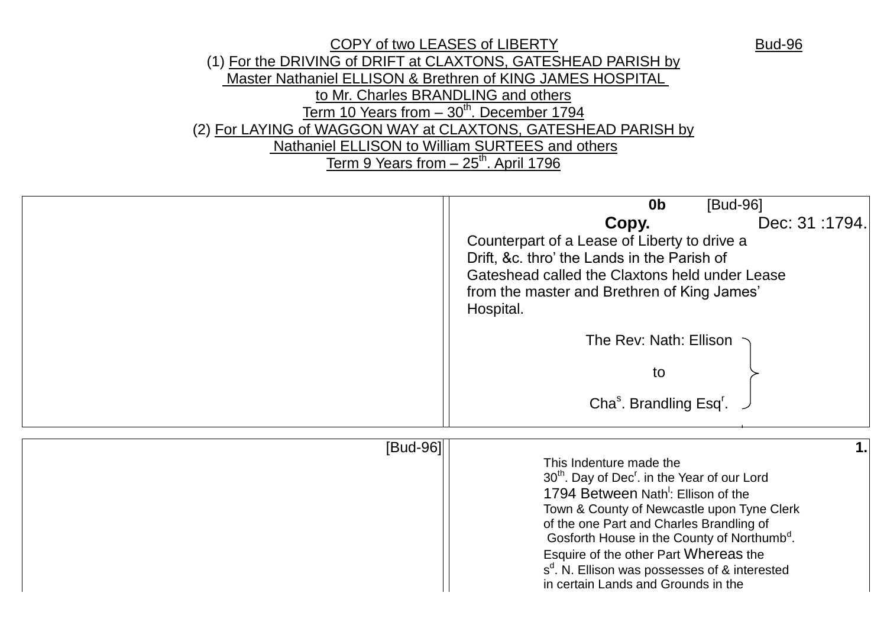# COPY of two LEASES of LIBERTY

Bud-96

(1) For the DRIVING of DRIFT at CLAXTONS, GATESHEAD PARISH by
Master Nathaniel ELLISON & Brethren of KING JAMES HOSPITAL
to Mr. Charles BRANDLING and others
Term 10 Years from – 30th. December 1794

(2) For LAYING of WAGGON WAY at CLAXTONS, GATESHEAD PARISH by
Nathaniel ELLISON to William SURTEES and others
Term 9 Years from – 25th. April 1796

| | |
|---|---|
| | **0b** [Bud-96]<br>**Copy.** Dec: 31 :1794.<br>Counterpart of a Lease of Liberty to drive a Drift, &c. thro' the Lands in the Parish of Gateshead called the Claxtons held under Lease from the master and Brethren of King James' Hospital.<br><br>The Rev: Nath: Ellison<br>to<br>Chas. Brandling Esqr. |

| | |
|---|---|
| [Bud-96] | **1.**<br>This Indenture made the 30th. Day of Decr. in the Year of our Lord 1794 Between Nathl: Ellison of the Town & County of Newcastle upon Tyne Clerk of the one Part and Charles Brandling of Gosforth House in the County of Northumbd. Esquire of the other Part Whereas the sd. N. Ellison was possesses of & interested in certain Lands and Grounds in the |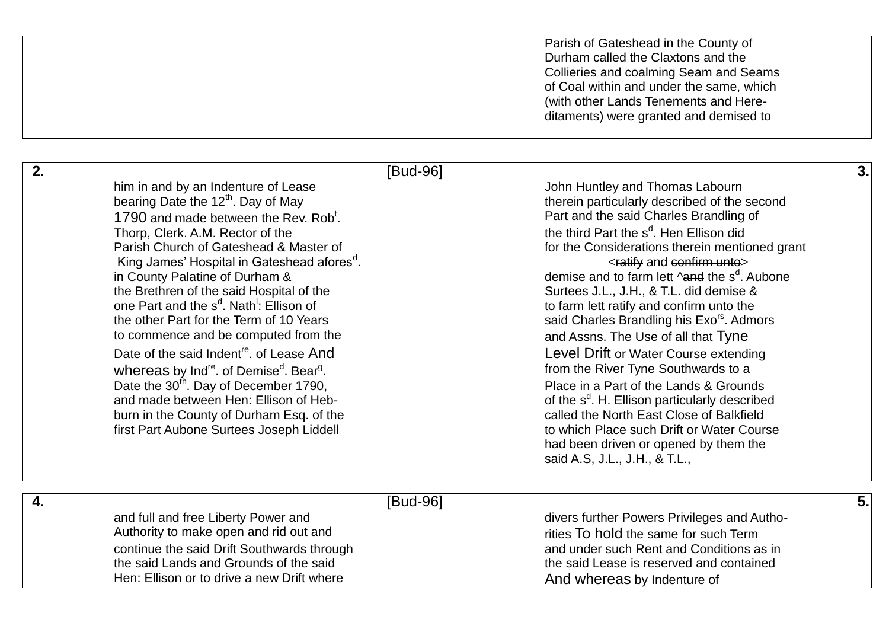Parish of Gateshead in the County of
Durham called the Claxtons and the
Collieries and coalming Seam and Seams
of Coal within and under the same, which
(with other Lands Tenements and Here-
ditaments) were granted and demised to

**2.** [Bud-96]

him in and by an Indenture of Lease
bearing Date the 12th. Day of May
1790 and made between the Rev. Robt.
Thorp, Clerk. A.M. Rector of the
Parish Church of Gateshead & Master of
King James' Hospital in Gateshead aforesd.
in County Palatine of Durham &
the Brethren of the said Hospital of the
one Part and the sd. Nathl: Ellison of
the other Part for the Term of 10 Years
to commence and be computed from the
Date of the said Indentre. of Lease And
whereas by Indre. of Demised. Bearg.
Date the 30th. Day of December 1790,
and made between Hen: Ellison of Heb-
burn in the County of Durham Esq. of the
first Part Aubone Surtees Joseph Liddell

**3.**

John Huntley and Thomas Labourn
therein particularly described of the second
Part and the said Charles Brandling of
the third Part the sd. Hen Ellison did
for the Considerations therein mentioned grant
<~~ratify~~ and ~~confirm unto~~>
demise and to farm lett ^~~and~~ the sd. Aubone
Surtees J.L., J.H., & T.L. did demise &
to farm lett ratify and confirm unto the
said Charles Brandling his Exors. Admors
and Assns. The Use of all that Tyne
Level Drift or Water Course extending
from the River Tyne Southwards to a
Place in a Part of the Lands & Grounds
of the sd. H. Ellison particularly described
called the North East Close of Balkfield
to which Place such Drift or Water Course
had been driven or opened by them the
said A.S, J.L., J.H., & T.L.,

**4.** [Bud-96]

and full and free Liberty Power and
Authority to make open and rid out and
continue the said Drift Southwards through
the said Lands and Grounds of the said
Hen: Ellison or to drive a new Drift where

**5.**

divers further Powers Privileges and Autho-
rities To hold the same for such Term
and under such Rent and Conditions as in
the said Lease is reserved and contained
And whereas by Indenture of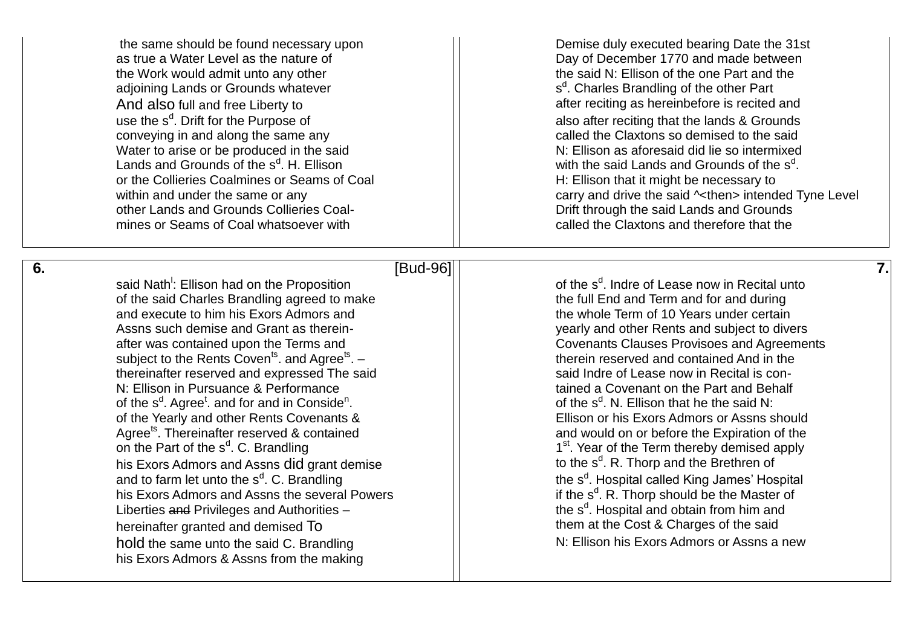the same should be found necessary upon
as true a Water Level as the nature of
the Work would admit unto any other
adjoining Lands or Grounds whatever
And also full and free Liberty to
use the s[d]. Drift for the Purpose of
conveying in and along the same any
Water to arise or be produced in the said
Lands and Grounds of the s[d]. H. Ellison
or the Collieries Coalmines or Seams of Coal
within and under the same or any
other Lands and Grounds Collieries Coal-
mines or Seams of Coal whatsoever with

Demise duly executed bearing Date the 31st
Day of December 1770 and made between
the said N: Ellison of the one Part and the
s[d]. Charles Brandling of the other Part
after reciting as hereinbefore is recited and
also after reciting that the lands & Grounds
called the Claxtons so demised to the said
N: Ellison as aforesaid did lie so intermixed
with the said Lands and Grounds of the s[d].
H: Ellison that it might be necessary to
carry and drive the said ^<then> intended Tyne Level
Drift through the said Lands and Grounds
called the Claxtons and therefore that the

**6.** [Bud-96]

said Nath[l]: Ellison had on the Proposition
of the said Charles Brandling agreed to make
and execute to him his Exors Admors and
Assns such demise and Grant as therein-
after was contained upon the Terms and
subject to the Rents Coven[ts]. and Agree[ts]. –
thereinafter reserved and expressed The said
N: Ellison in Pursuance & Performance
of the s[d]. Agree[t]. and for and in Conside[n].
of the Yearly and other Rents Covenants &
Agree[ts]. Thereinafter reserved & contained
on the Part of the s[d]. C. Brandling
his Exors Admors and Assns did grant demise
and to farm let unto the s[d]. C. Brandling
his Exors Admors and Assns the several Powers
Liberties ~~and~~ Privileges and Authorities –
hereinafter granted and demised To
hold the same unto the said C. Brandling
his Exors Admors & Assns from the making

**7.**

of the s[d]. Indre of Lease now in Recital unto
the full End and Term and for and during
the whole Term of 10 Years under certain
yearly and other Rents and subject to divers
Covenants Clauses Provisoes and Agreements
therein reserved and contained And in the
said Indre of Lease now in Recital is con-
tained a Covenant on the Part and Behalf
of the s[d]. N. Ellison that he the said N:
Ellison or his Exors Admors or Assns should
and would on or before the Expiration of the
1[st]. Year of the Term thereby demised apply
to the s[d]. R. Thorp and the Brethren of
the s[d]. Hospital called King James' Hospital
if the s[d]. R. Thorp should be the Master of
the s[d]. Hospital and obtain from him and
them at the Cost & Charges of the said
N: Ellison his Exors Admors or Assns a new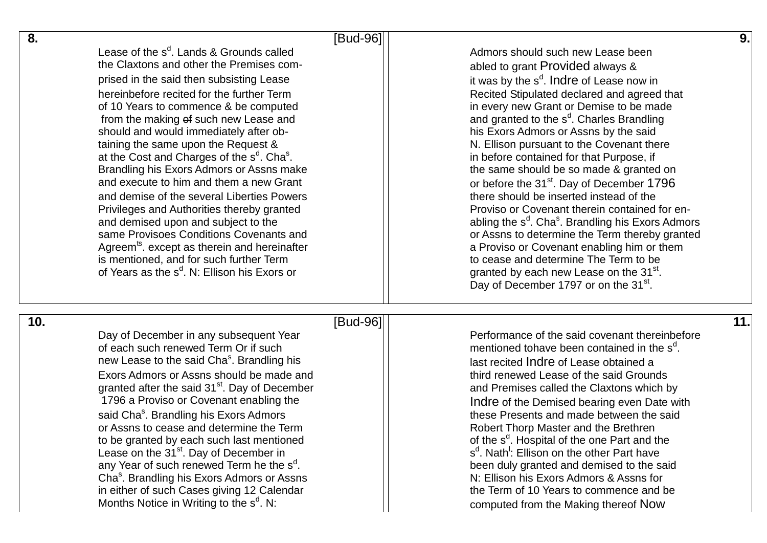**8.** [Bud-96]

Lease of the s^d. Lands & Grounds called
the Claxtons and other the Premises com-
prised in the said then subsisting Lease
hereinbefore recited for the further Term
of 10 Years to commence & be computed
from the making ~~of~~ such new Lease and
should and would immediately after ob-
taining the same upon the Request &
at the Cost and Charges of the s^d. Cha^s.
Brandling his Exors Admors or Assns make
and execute to him and them a new Grant
and demise of the several Liberties Powers
Privileges and Authorities thereby granted
and demised upon and subject to the
same Provisoes Conditions Covenants and
Agreem^ts. except as therein and hereinafter
is mentioned, and for such further Term
of Years as the s^d. N: Ellison his Exors or

**9.**

Admors should such new Lease been
abled to grant Provided always &
it was by the s^d. Indre of Lease now in
Recited Stipulated declared and agreed that
in every new Grant or Demise to be made
and granted to the s^d. Charles Brandling
his Exors Admors or Assns by the said
N. Ellison pursuant to the Covenant there
in before contained for that Purpose, if
the same should be so made & granted on
or before the 31^st. Day of December 1796
there should be inserted instead of the
Proviso or Covenant therein contained for en-
abling the s^d. Cha^s. Brandling his Exors Admors
or Assns to determine the Term thereby granted
a Proviso or Covenant enabling him or them
to cease and determine The Term to be
granted by each new Lease on the 31^st.
Day of December 1797 or on the 31^st.

**10.** [Bud-96]

Day of December in any subsequent Year
of each such renewed Term Or if such
new Lease to the said Cha^s. Brandling his
Exors Admors or Assns should be made and
granted after the said 31^st. Day of December
1796 a Proviso or Covenant enabling the
said Cha^s. Brandling his Exors Admors
or Assns to cease and determine the Term
to be granted by each such last mentioned
Lease on the 31^st. Day of December in
any Year of such renewed Term he the s^d.
Cha^s. Brandling his Exors Admors or Assns
in either of such Cases giving 12 Calendar
Months Notice in Writing to the s^d. N:

**11.**

Performance of the said covenant thereinbefore
mentioned tohave been contained in the s^d.
last recited Indre of Lease obtained a
third renewed Lease of the said Grounds
and Premises called the Claxtons which by
Indre of the Demised bearing even Date with
these Presents and made between the said
Robert Thorp Master and the Brethren
of the s^d. Hospital of the one Part and the
s^d. Nath^l: Ellison on the other Part have
been duly granted and demised to the said
N: Ellison his Exors Admors & Assns for
the Term of 10 Years to commence and be
computed from the Making thereof Now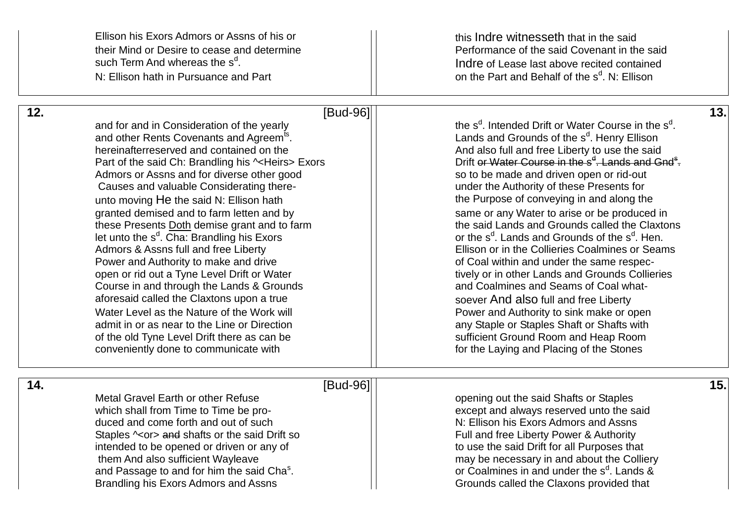Ellison his Exors Admors or Assns of his or
their Mind or Desire to cease and determine
such Term And whereas the s[d].
N: Ellison hath in Pursuance and Part

this Indre witnesseth that in the said
Performance of the said Covenant in the said
Indre of Lease last above recited contained
on the Part and Behalf of the s[d]. N: Ellison

**12.** [Bud-96]

and for and in Consideration of the yearly
and other Rents Covenants and Agreem[ts].
hereinafterreserved and contained on the
Part of the said Ch: Brandling his ^<Heirs> Exors
Admors or Assns and for diverse other good
Causes and valuable Considerating there-
unto moving He the said N: Ellison hath
granted demised and to farm letten and by
these Presents Doth demise grant and to farm
let unto the s[d]. Cha: Brandling his Exors
Admors & Assns full and free Liberty
Power and Authority to make and drive
open or rid out a Tyne Level Drift or Water
Course in and through the Lands & Grounds
aforesaid called the Claxtons upon a true
Water Level as the Nature of the Work will
admit in or as near to the Line or Direction
of the old Tyne Level Drift there as can be
conveniently done to communicate with

**13.**

the s[d]. Intended Drift or Water Course in the s[d].
Lands and Grounds of the s[d]. Henry Ellison
And also full and free Liberty to use the said
Drift ~~or Water Course in the s[d]. Lands and Gnd[s].~~
so to be made and driven open or rid-out
under the Authority of these Presents for
the Purpose of conveying in and along the
same or any Water to arise or be produced in
the said Lands and Grounds called the Claxtons
or the s[d]. Lands and Grounds of the s[d]. Hen.
Ellison or in the Collieries Coalmines or Seams
of Coal within and under the same respec-
tively or in other Lands and Grounds Collieries
and Coalmines and Seams of Coal what-
soever And also full and free Liberty
Power and Authority to sink make or open
any Staple or Staples Shaft or Shafts with
sufficient Ground Room and Heap Room
for the Laying and Placing of the Stones

**14.** [Bud-96]

Metal Gravel Earth or other Refuse
which shall from Time to Time be pro-
duced and come forth and out of such
Staples ^<or> ~~and~~ shafts or the said Drift so
intended to be opened or driven or any of
them And also sufficient Wayleave
and Passage to and for him the said Cha[s].
Brandling his Exors Admors and Assns

**15.**

opening out the said Shafts or Staples
except and always reserved unto the said
N: Ellison his Exors Admors and Assns
Full and free Liberty Power & Authority
to use the said Drift for all Purposes that
may be necessary in and about the Colliery
or Coalmines in and under the s[d]. Lands &
Grounds called the Claxons provided that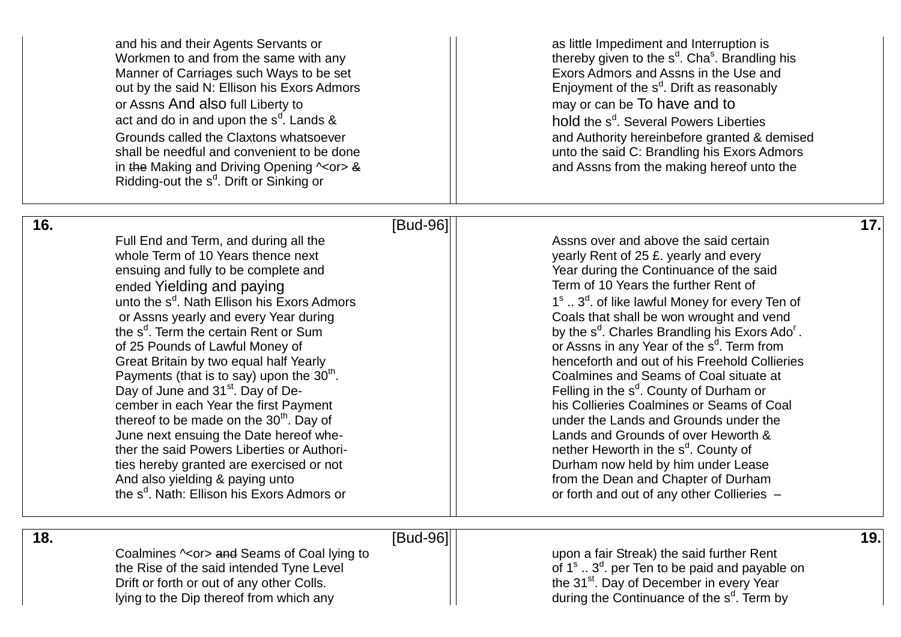and his and their Agents Servants or
Workmen to and from the same with any
Manner of Carriages such Ways to be set
out by the said N: Ellison his Exors Admors
or Assns And also full Liberty to
act and do in and upon the s$^{d}$. Lands &
Grounds called the Claxtons whatsoever
shall be needful and convenient to be done
in ~~the~~ Making and Driving Opening ^<or> ~~&~~
Ridding-out the s$^{d}$. Drift or Sinking or

as little Impediment and Interruption is
thereby given to the s$^{d}$. Cha$^{s}$. Brandling his
Exors Admors and Assns in the Use and
Enjoyment of the s$^{d}$. Drift as reasonably
may or can be To have and to
hold the s$^{d}$. Several Powers Liberties
and Authority hereinbefore granted & demised
unto the said C: Brandling his Exors Admors
and Assns from the making hereof unto the

**16.** [Bud-96]

Full End and Term, and during all the
whole Term of 10 Years thence next
ensuing and fully to be complete and
ended Yielding and paying
unto the s$^{d}$. Nath Ellison his Exors Admors
or Assns yearly and every Year during
the s$^{d}$. Term the certain Rent or Sum
of 25 Pounds of Lawful Money of
Great Britain by two equal half Yearly
Payments (that is to say) upon the 30$^{th}$.
Day of June and 31$^{st}$. Day of De-
cember in each Year the first Payment
thereof to be made on the 30$^{th}$. Day of
June next ensuing the Date hereof whe-
ther the said Powers Liberties or Authori-
ties hereby granted are exercised or not
And also yielding & paying unto
the s$^{d}$. Nath: Ellison his Exors Admors or

**17.**

Assns over and above the said certain
yearly Rent of 25 £. yearly and every
Year during the Continuance of the said
Term of 10 Years the further Rent of
1$^{s}$ .. 3$^{d}$. of like lawful Money for every Ten of
Coals that shall be won wrought and vend
by the s$^{d}$. Charles Brandling his Exors Ado$^{r}$.
or Assns in any Year of the s$^{d}$. Term from
henceforth and out of his Freehold Collieries
Coalmines and Seams of Coal situate at
Felling in the s$^{d}$. County of Durham or
his Collieries Coalmines or Seams of Coal
under the Lands and Grounds under the
Lands and Grounds of over Heworth &
nether Heworth in the s$^{d}$. County of
Durham now held by him under Lease
from the Dean and Chapter of Durham
or forth and out of any other Collieries –

**18.** [Bud-96]

Coalmines ^<or> ~~and~~ Seams of Coal lying to
the Rise of the said intended Tyne Level
Drift or forth or out of any other Colls.
lying to the Dip thereof from which any

**19.**

upon a fair Streak) the said further Rent
of 1$^{s}$ .. 3$^{d}$. per Ten to be paid and payable on
the 31$^{st}$. Day of December in every Year
during the Continuance of the s$^{d}$. Term by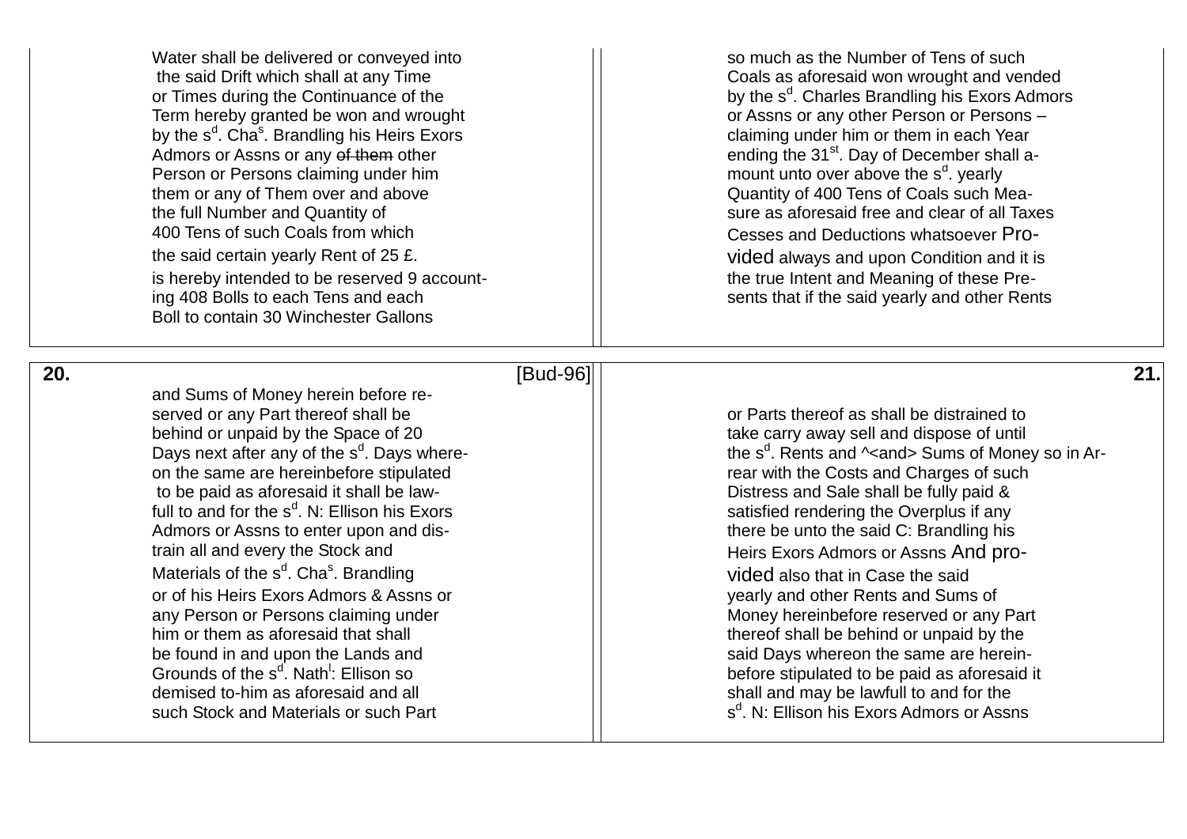Water shall be delivered or conveyed into
the said Drift which shall at any Time
or Times during the Continuance of the
Term hereby granted be won and wrought
by the s[d]. Cha[s]. Brandling his Heirs Exors
Admors or Assns or any ~~of them~~ other
Person or Persons claiming under him
them or any of Them over and above
the full Number and Quantity of
400 Tens of such Coals from which
the said certain yearly Rent of 25 £.
is hereby intended to be reserved 9 account-
ing 408 Bolls to each Tens and each
Boll to contain 30 Winchester Gallons

so much as the Number of Tens of such
Coals as aforesaid won wrought and vended
by the s[d]. Charles Brandling his Exors Admors
or Assns or any other Person or Persons –
claiming under him or them in each Year
ending the 31[st]. Day of December shall a-
mount unto over above the s[d]. yearly
Quantity of 400 Tens of Coals such Mea-
sure as aforesaid free and clear of all Taxes
Cesses and Deductions whatsoever Pro-
vided always and upon Condition and it is
the true Intent and Meaning of these Pre-
sents that if the said yearly and other Rents

20. [Bud-96]

and Sums of Money herein before re-
served or any Part thereof shall be
behind or unpaid by the Space of 20
Days next after any of the s[d]. Days where-
on the same are hereinbefore stipulated
to be paid as aforesaid it shall be law-
full to and for the s[d]. N: Ellison his Exors
Admors or Assns to enter upon and dis-
train all and every the Stock and
Materials of the s[d]. Cha[s]. Brandling
or of his Heirs Exors Admors & Assns or
any Person or Persons claiming under
him or them as aforesaid that shall
be found in and upon the Lands and
Grounds of the s[d]. Nath[l]: Ellison so
demised to him as aforesaid and all
such Stock and Materials or such Part

21.

or Parts thereof as shall be distrained to
take carry away sell and dispose of until
the s[d]. Rents and ^<and> Sums of Money so in Ar-
rear with the Costs and Charges of such
Distress and Sale shall be fully paid &
satisfied rendering the Overplus if any
there be unto the said C: Brandling his
Heirs Exors Admors or Assns And pro-
vided also that in Case the said
yearly and other Rents and Sums of
Money hereinbefore reserved or any Part
thereof shall be behind or unpaid by the
said Days whereon the same are herein-
before stipulated to be paid as aforesaid it
shall and may be lawfull to and for the
s[d]. N: Ellison his Exors Admors or Assns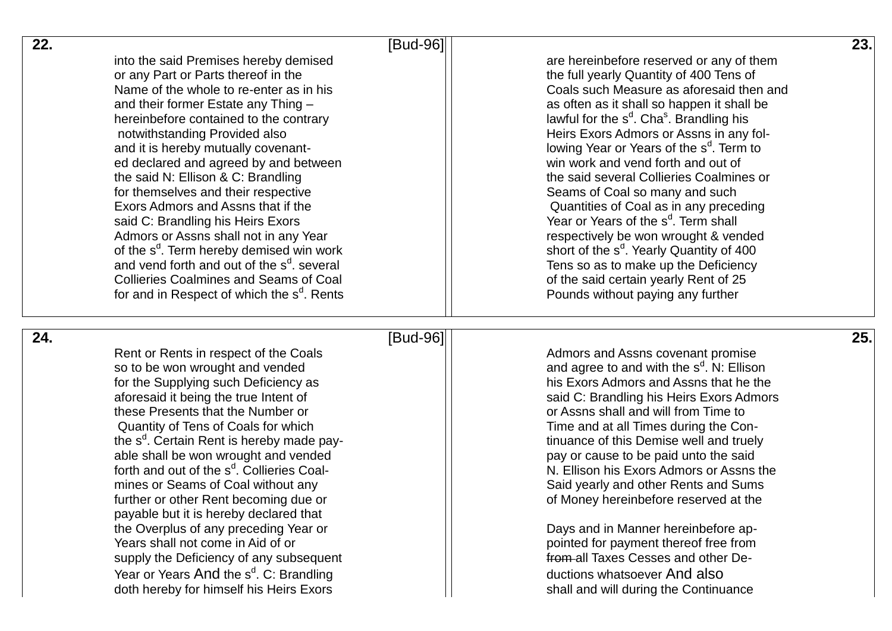**22.** [Bud-96]

into the said Premises hereby demised
or any Part or Parts thereof in the
Name of the whole to re-enter as in his
and their former Estate any Thing –
hereinbefore contained to the contrary
notwithstanding Provided also
and it is hereby mutually covenant-
ed declared and agreed by and between
the said N: Ellison & C: Brandling
for themselves and their respective
Exors Admors and Assns that if the
said C: Brandling his Heirs Exors
Admors or Assns shall not in any Year
of the s$^{d}$. Term hereby demised win work
and vend forth and out of the s$^{d}$. several
Collieries Coalmines and Seams of Coal
for and in Respect of which the s$^{d}$. Rents

**23.**

are hereinbefore reserved or any of them
the full yearly Quantity of 400 Tens of
Coals such Measure as aforesaid then and
as often as it shall so happen it shall be
lawful for the s$^{d}$. Cha$^{s}$. Brandling his
Heirs Exors Admors or Assns in any fol-
lowing Year or Years of the s$^{d}$. Term to
win work and vend forth and out of
the said several Collieries Coalmines or
Seams of Coal so many and such
Quantities of Coal as in any preceding
Year or Years of the s$^{d}$. Term shall
respectively be won wrought & vended
short of the s$^{d}$. Yearly Quantity of 400
Tens so as to make up the Deficiency
of the said certain yearly Rent of 25
Pounds without paying any further

**24.** [Bud-96]

Rent or Rents in respect of the Coals
so to be won wrought and vended
for the Supplying such Deficiency as
aforesaid it being the true Intent of
these Presents that the Number or
Quantity of Tens of Coals for which
the s$^{d}$. Certain Rent is hereby made pay-
able shall be won wrought and vended
forth and out of the s$^{d}$. Collieries Coal-
mines or Seams of Coal without any
further or other Rent becoming due or
payable but it is hereby declared that
the Overplus of any preceding Year or
Years shall not come in Aid of or
supply the Deficiency of any subsequent
Year or Years And the s$^{d}$. C: Brandling
doth hereby for himself his Heirs Exors

**25.**

Admors and Assns covenant promise
and agree to and with the s$^{d}$. N: Ellison
his Exors Admors and Assns that he the
said C: Brandling his Heirs Exors Admors
or Assns shall and will from Time to
Time and at all Times during the Con-
tinuance of this Demise well and truely
pay or cause to be paid unto the said
N. Ellison his Exors Admors or Assns the
Said yearly and other Rents and Sums
of Money hereinbefore reserved at the

Days and in Manner hereinbefore ap-
pointed for payment thereof free from
~~from~~ all Taxes Cesses and other De-
ductions whatsoever And also
shall and will during the Continuance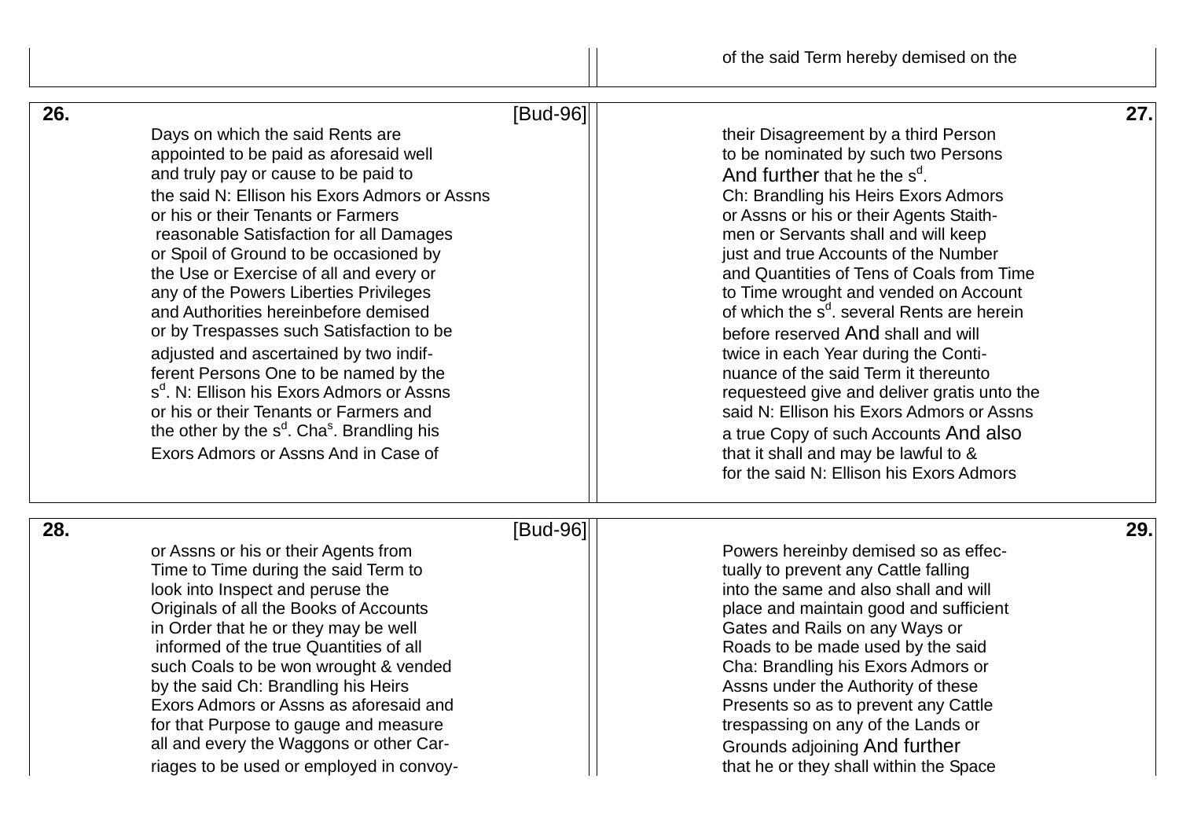of the said Term hereby demised on the

**26.** [Bud-96]

Days on which the said Rents are
appointed to be paid as aforesaid well
and truly pay or cause to be paid to
the said N: Ellison his Exors Admors or Assns
or his or their Tenants or Farmers
reasonable Satisfaction for all Damages
or Spoil of Ground to be occasioned by
the Use or Exercise of all and every or
any of the Powers Liberties Privileges
and Authorities hereinbefore demised
or by Trespasses such Satisfaction to be
adjusted and ascertained by two indif-
ferent Persons One to be named by the
s[d]. N: Ellison his Exors Admors or Assns
or his or their Tenants or Farmers and
the other by the s[d]. Cha[s]. Brandling his
Exors Admors or Assns And in Case of

**27.**

their Disagreement by a third Person
to be nominated by such two Persons
And further that he the s[d].
Ch: Brandling his Heirs Exors Admors
or Assns or his or their Agents Staith-
men or Servants shall and will keep
just and true Accounts of the Number
and Quantities of Tens of Coals from Time
to Time wrought and vended on Account
of which the s[d]. several Rents are herein
before reserved And shall and will
twice in each Year during the Conti-
nuance of the said Term it thereunto
requesteed give and deliver gratis unto the
said N: Ellison his Exors Admors or Assns
a true Copy of such Accounts And also
that it shall and may be lawful to &
for the said N: Ellison his Exors Admors

**28.** [Bud-96]

or Assns or his or their Agents from
Time to Time during the said Term to
look into Inspect and peruse the
Originals of all the Books of Accounts
in Order that he or they may be well
informed of the true Quantities of all
such Coals to be won wrought & vended
by the said Ch: Brandling his Heirs
Exors Admors or Assns as aforesaid and
for that Purpose to gauge and measure
all and every the Waggons or other Car-
riages to be used or employed in convoy-

**29.**

Powers hereinby demised so as effec-
tually to prevent any Cattle falling
into the same and also shall and will
place and maintain good and sufficient
Gates and Rails on any Ways or
Roads to be made used by the said
Cha: Brandling his Exors Admors or
Assns under the Authority of these
Presents so as to prevent any Cattle
trespassing on any of the Lands or
Grounds adjoining And further
that he or they shall within the Space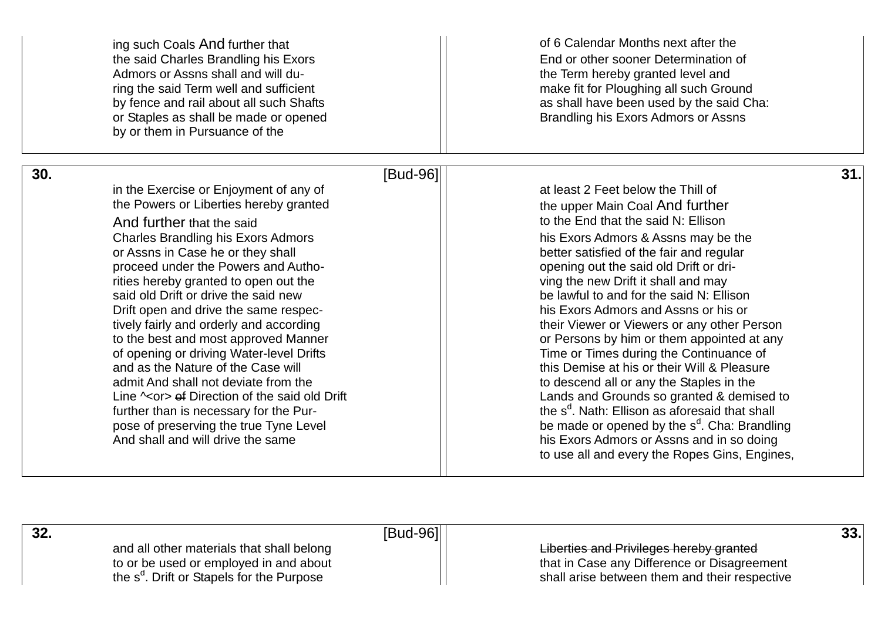ing such Coals And further that
the said Charles Brandling his Exors
Admors or Assns shall and will du-
ring the said Term well and sufficient
by fence and rail about all such Shafts
or Staples as shall be made or opened
by or them in Pursuance of the

of 6 Calendar Months next after the
End or other sooner Determination of
the Term hereby granted level and
make fit for Ploughing all such Ground
as shall have been used by the said Cha:
Brandling his Exors Admors or Assns

**30.** [Bud-96]

in the Exercise or Enjoyment of any of
the Powers or Liberties hereby granted
And further that the said
Charles Brandling his Exors Admors
or Assns in Case he or they shall
proceed under the Powers and Autho-
rities hereby granted to open out the
said old Drift or drive the said new
Drift open and drive the same respec-
tively fairly and orderly and according
to the best and most approved Manner
of opening or driving Water-level Drifts
and as the Nature of the Case will
admit And shall not deviate from the
Line ^<or> ~~of~~ Direction of the said old Drift
further than is necessary for the Pur-
pose of preserving the true Tyne Level
And shall and will drive the same

**31.**

at least 2 Feet below the Thill of
the upper Main Coal And further
to the End that the said N: Ellison
his Exors Admors & Assns may be the
better satisfied of the fair and regular
opening out the said old Drift or dri-
ving the new Drift it shall and may
be lawful to and for the said N: Ellison
his Exors Admors and Assns or his or
their Viewer or Viewers or any other Person
or Persons by him or them appointed at any
Time or Times during the Continuance of
this Demise at his or their Will & Pleasure
to descend all or any the Staples in the
Lands and Grounds so granted & demised to
the s[d]. Nath: Ellison as aforesaid that shall
be made or opened by the s[d]. Cha: Brandling
his Exors Admors or Assns and in so doing
to use all and every the Ropes Gins, Engines,

**32.** [Bud-96]

and all other materials that shall belong
to or be used or employed in and about
the s[d]. Drift or Stapels for the Purpose

**33.**

~~Liberties and Privileges hereby granted~~
that in Case any Difference or Disagreement
shall arise between them and their respective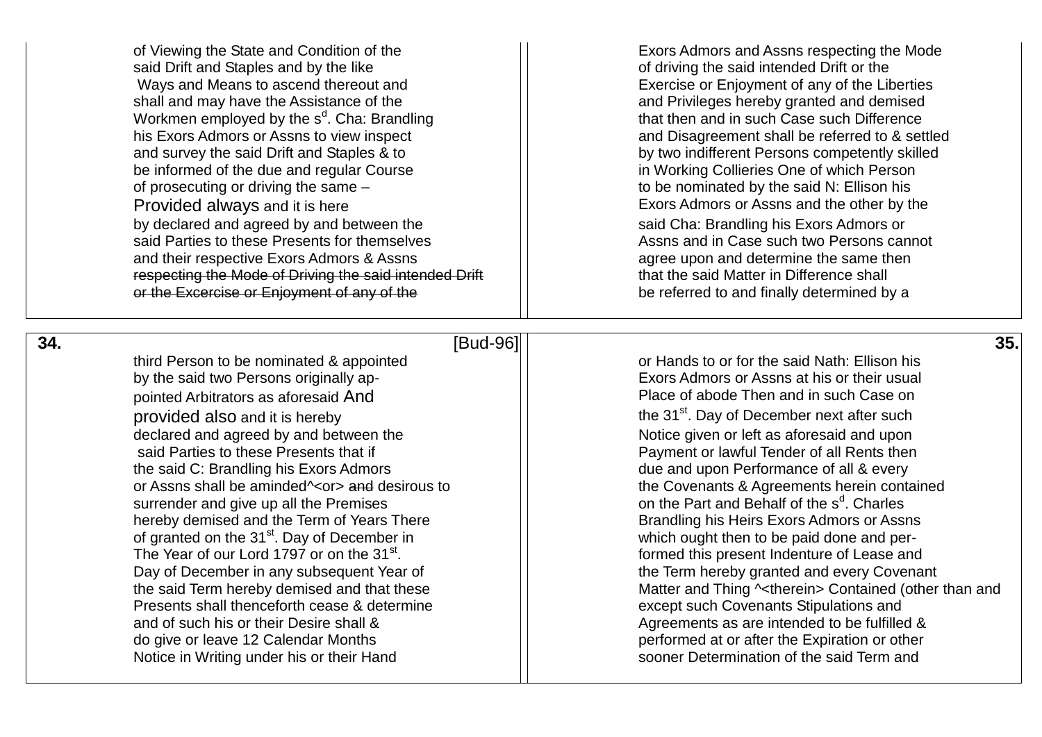of Viewing the State and Condition of the
said Drift and Staples and by the like
Ways and Means to ascend thereout and
shall and may have the Assistance of the
Workmen employed by the s$^{d}$. Cha: Brandling
his Exors Admors or Assns to view inspect
and survey the said Drift and Staples & to
be informed of the due and regular Course
of prosecuting or driving the same –
Provided always and it is here
by declared and agreed by and between the
said Parties to these Presents for themselves
and their respective Exors Admors & Assns
~~respecting the Mode of Driving the said intended Drift~~
~~or the Excercise or Enjoyment of any of the~~

Exors Admors and Assns respecting the Mode
of driving the said intended Drift or the
Exercise or Enjoyment of any of the Liberties
and Privileges hereby granted and demised
that then and in such Case such Difference
and Disagreement shall be referred to & settled
by two indifferent Persons competently skilled
in Working Collieries One of which Person
to be nominated by the said N: Ellison his
Exors Admors or Assns and the other by the
said Cha: Brandling his Exors Admors or
Assns and in Case such two Persons cannot
agree upon and determine the same then
that the said Matter in Difference shall
be referred to and finally determined by a

**34.** [Bud-96]

third Person to be nominated & appointed
by the said two Persons originally ap-
pointed Arbitrators as aforesaid And
provided also and it is hereby
declared and agreed by and between the
said Parties to these Presents that if
the said C: Brandling his Exors Admors
or Assns shall be aminded^<or> ~~and~~ desirous to
surrender and give up all the Premises
hereby demised and the Term of Years There
of granted on the 31$^{st}$. Day of December in
The Year of our Lord 1797 or on the 31$^{st}$.
Day of December in any subsequent Year of
the said Term hereby demised and that these
Presents shall thenceforth cease & determine
and of such his or their Desire shall &
do give or leave 12 Calendar Months
Notice in Writing under his or their Hand

**35.**

or Hands to or for the said Nath: Ellison his
Exors Admors or Assns at his or their usual
Place of abode Then and in such Case on
the 31$^{st}$. Day of December next after such
Notice given or left as aforesaid and upon
Payment or lawful Tender of all Rents then
due and upon Performance of all & every
the Covenants & Agreements herein contained
on the Part and Behalf of the s$^{d}$. Charles
Brandling his Heirs Exors Admors or Assns
which ought then to be paid done and per-
formed this present Indenture of Lease and
the Term hereby granted and every Covenant
Matter and Thing ^<therein> Contained (other than and
except such Covenants Stipulations and
Agreements as are intended to be fulfilled &
performed at or after the Expiration or other
sooner Determination of the said Term and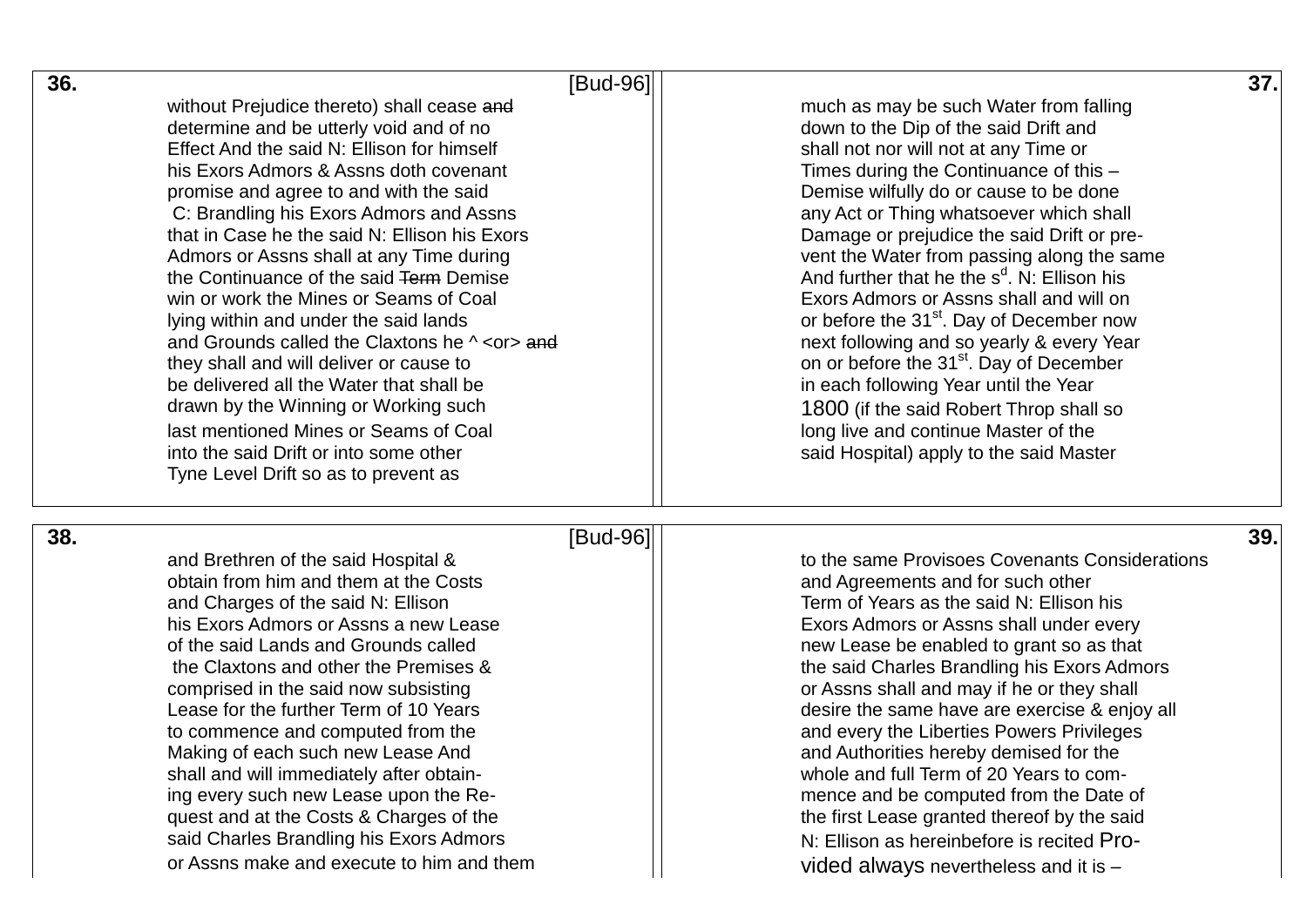**36.** [Bud-96]

without Prejudice thereto) shall cease ~~and~~
determine and be utterly void and of no
Effect And the said N: Ellison for himself
his Exors Admors & Assns doth covenant
promise and agree to and with the said
C: Brandling his Exors Admors and Assns
that in Case he the said N: Ellison his Exors
Admors or Assns shall at any Time during
the Continuance of the said ~~Term~~ Demise
win or work the Mines or Seams of Coal
lying within and under the said lands
and Grounds called the Claxtons he ^ <or> ~~and~~
they shall and will deliver or cause to
be delivered all the Water that shall be
drawn by the Winning or Working such
last mentioned Mines or Seams of Coal
into the said Drift or into some other
Tyne Level Drift so as to prevent as

**37.**

much as may be such Water from falling
down to the Dip of the said Drift and
shall not nor will not at any Time or
Times during the Continuance of this –
Demise wilfully do or cause to be done
any Act or Thing whatsoever which shall
Damage or prejudice the said Drift or pre-
vent the Water from passing along the same
And further that he the s[d]. N: Ellison his
Exors Admors or Assns shall and will on
or before the 31[st]. Day of December now
next following and so yearly & every Year
on or before the 31[st]. Day of December
in each following Year until the Year
1800 (if the said Robert Throp shall so
long live and continue Master of the
said Hospital) apply to the said Master

**38.** [Bud-96]

and Brethren of the said Hospital &
obtain from him and them at the Costs
and Charges of the said N: Ellison
his Exors Admors or Assns a new Lease
of the said Lands and Grounds called
the Claxtons and other the Premises &
comprised in the said now subsisting
Lease for the further Term of 10 Years
to commence and computed from the
Making of each such new Lease And
shall and will immediately after obtain-
ing every such new Lease upon the Re-
quest and at the Costs & Charges of the
said Charles Brandling his Exors Admors
or Assns make and execute to him and them

**39.**

to the same Provisoes Covenants Considerations
and Agreements and for such other
Term of Years as the said N: Ellison his
Exors Admors or Assns shall under every
new Lease be enabled to grant so as that
the said Charles Brandling his Exors Admors
or Assns shall and may if he or they shall
desire the same have are exercise & enjoy all
and every the Liberties Powers Privileges
and Authorities hereby demised for the
whole and full Term of 20 Years to com-
mence and be computed from the Date of
the first Lease granted thereof by the said
N: Ellison as hereinbefore is recited Pro-
vided always nevertheless and it is –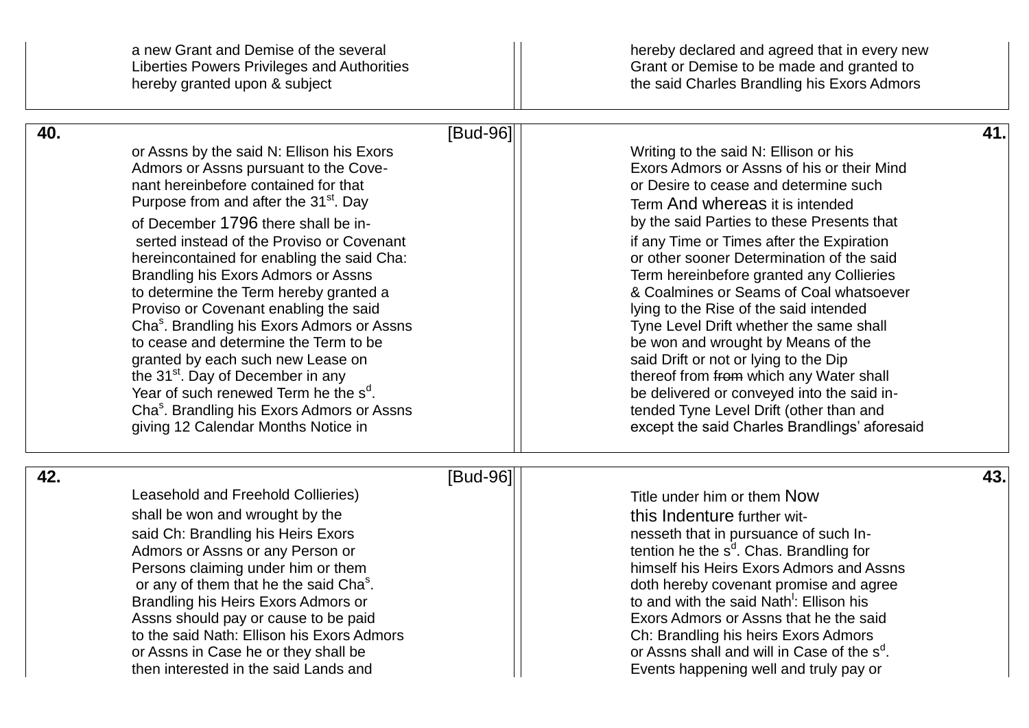a new Grant and Demise of the several
Liberties Powers Privileges and Authorities
hereby granted upon & subject

hereby declared and agreed that in every new
Grant or Demise to be made and granted to
the said Charles Brandling his Exors Admors

**40.** [Bud-96]

or Assns by the said N: Ellison his Exors
Admors or Assns pursuant to the Cove-
nant hereinbefore contained for that
Purpose from and after the 31st. Day
of December 1796 there shall be in-
serted instead of the Proviso or Covenant
hereincontained for enabling the said Cha:
Brandling his Exors Admors or Assns
to determine the Term hereby granted a
Proviso or Covenant enabling the said
Chas. Brandling his Exors Admors or Assns
to cease and determine the Term to be
granted by each such new Lease on
the 31st. Day of December in any
Year of such renewed Term he the sd.
Chas. Brandling his Exors Admors or Assns
giving 12 Calendar Months Notice in

**41.**

Writing to the said N: Ellison or his
Exors Admors or Assns of his or their Mind
or Desire to cease and determine such
Term And whereas it is intended
by the said Parties to these Presents that
if any Time or Times after the Expiration
or other sooner Determination of the said
Term hereinbefore granted any Collieries
& Coalmines or Seams of Coal whatsoever
lying to the Rise of the said intended
Tyne Level Drift whether the same shall
be won and wrought by Means of the
said Drift or not or lying to the Dip
thereof from ~~from~~ which any Water shall
be delivered or conveyed into the said in-
tended Tyne Level Drift (other than and
except the said Charles Brandlings' aforesaid

**42.** [Bud-96]

Leasehold and Freehold Collieries)
shall be won and wrought by the
said Ch: Brandling his Heirs Exors
Admors or Assns or any Person or
Persons claiming under him or them
or any of them that he the said Chas.
Brandling his Heirs Exors Admors or
Assns should pay or cause to be paid
to the said Nath: Ellison his Exors Admors
or Assns in Case he or they shall be
then interested in the said Lands and

**43.**

Title under him or them Now
this Indenture further wit-
nesseth that in pursuance of such In-
tention he the sd. Chas. Brandling for
himself his Heirs Exors Admors and Assns
doth hereby covenant promise and agree
to and with the said Nathl: Ellison his
Exors Admors or Assns that he the said
Ch: Brandling his heirs Exors Admors
or Assns shall and will in Case of the sd.
Events happening well and truly pay or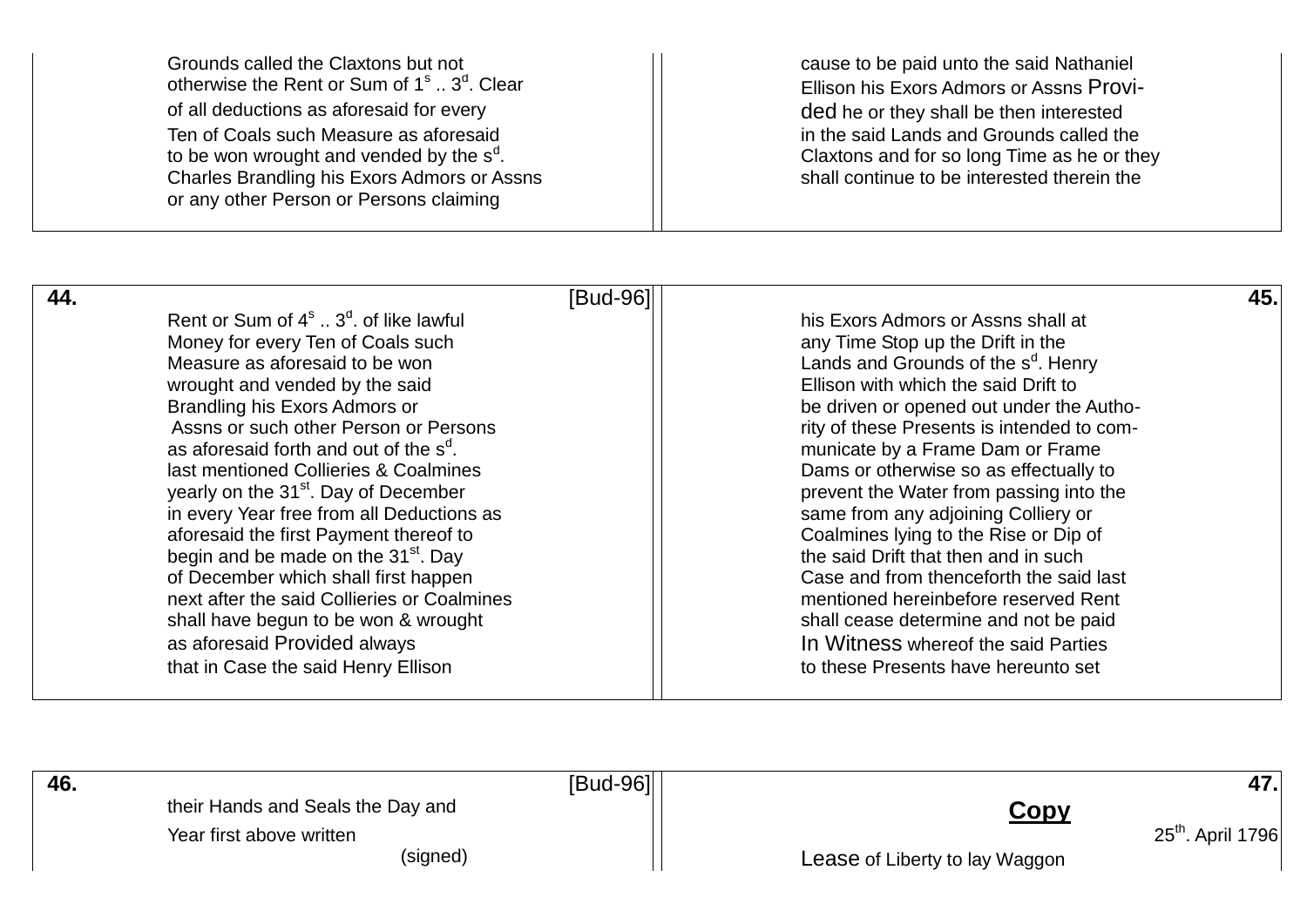Grounds called the Claxtons but not otherwise the Rent or Sum of 1$^{s}$ .. 3$^{d}$. Clear of all deductions as aforesaid for every Ten of Coals such Measure as aforesaid to be won wrought and vended by the s$^{d}$. Charles Brandling his Exors Admors or Assns or any other Person or Persons claiming

cause to be paid unto the said Nathaniel Ellison his Exors Admors or Assns Provi-ded he or they shall be then interested in the said Lands and Grounds called the Claxtons and for so long Time as he or they shall continue to be interested therein the

**44.** [Bud-96]

Rent or Sum of 4$^{s}$ .. 3$^{d}$. of like lawful Money for every Ten of Coals such Measure as aforesaid to be won wrought and vended by the said Brandling his Exors Admors or Assns or such other Person or Persons as aforesaid forth and out of the s$^{d}$. last mentioned Collieries & Coalmines yearly on the 31$^{st}$. Day of December in every Year free from all Deductions as aforesaid the first Payment thereof to begin and be made on the 31$^{st}$. Day of December which shall first happen next after the said Collieries or Coalmines shall have begun to be won & wrought as aforesaid Provided always that in Case the said Henry Ellison

**45.**

his Exors Admors or Assns shall at any Time Stop up the Drift in the Lands and Grounds of the s$^{d}$. Henry Ellison with which the said Drift to be driven or opened out under the Autho-rity of these Presents is intended to com-municate by a Frame Dam or Frame Dams or otherwise so as effectually to prevent the Water from passing into the same from any adjoining Colliery or Coalmines lying to the Rise or Dip of the said Drift that then and in such Case and from thenceforth the said last mentioned hereinbefore reserved Rent shall cease determine and not be paid In Witness whereof the said Parties to these Presents have hereunto set

**46.** [Bud-96]

their Hands and Seals the Day and Year first above written

(signed)

**47.**

**Copy**

25$^{th}$. April 1796

Lease of Liberty to lay Waggon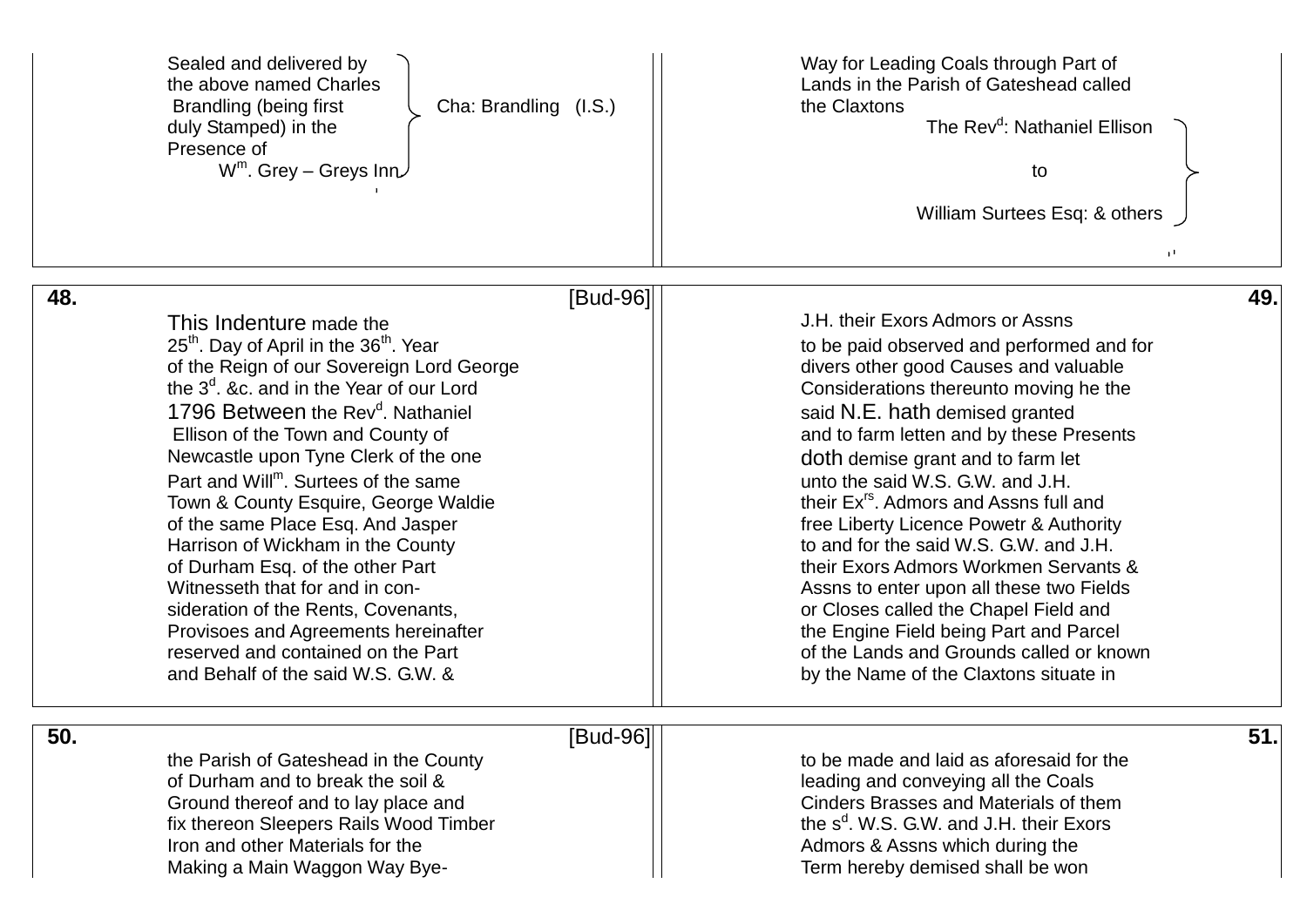Sealed and delivered by the above named Charles Brandling (being first duly Stamped) in the Presence of Wm. Grey – Greys Inn } Cha: Brandling (I.S.)

Way for Leading Coals through Part of Lands in the Parish of Gateshead called the Claxtons

The Revd: Nathaniel Ellison to William Surtees Esq: & others

**48.** [Bud-96]

This Indenture made the 25th. Day of April in the 36th. Year of the Reign of our Sovereign Lord George the 3d. &c. and in the Year of our Lord 1796 Between the Revd. Nathaniel Ellison of the Town and County of Newcastle upon Tyne Clerk of the one Part and Willm. Surtees of the same Town & County Esquire, George Waldie of the same Place Esq. And Jasper Harrison of Wickham in the County of Durham Esq. of the other Part Witnesseth that for and in consideration of the Rents, Covenants, Provisoes and Agreements hereinafter reserved and contained on the Part and Behalf of the said W.S. G.W. &

**49.**

J.H. their Exors Admors or Assns to be paid observed and performed and for divers other good Causes and valuable Considerations thereunto moving he the said N.E. hath demised granted and to farm letten and by these Presents doth demise grant and to farm let unto the said W.S. G.W. and J.H. their Exrs. Admors and Assns full and free Liberty Licence Powetr & Authority to and for the said W.S. G.W. and J.H. their Exors Admors Workmen Servants & Assns to enter upon all these two Fields or Closes called the Chapel Field and the Engine Field being Part and Parcel of the Lands and Grounds called or known by the Name of the Claxtons situate in

**50.** [Bud-96]

the Parish of Gateshead in the County of Durham and to break the soil & Ground thereof and to lay place and fix thereon Sleepers Rails Wood Timber Iron and other Materials for the Making a Main Waggon Way Bye-

**51.**

to be made and laid as aforesaid for the leading and conveying all the Coals Cinders Brasses and Materials of them the sd. W.S. G.W. and J.H. their Exors Admors & Assns which during the Term hereby demised shall be won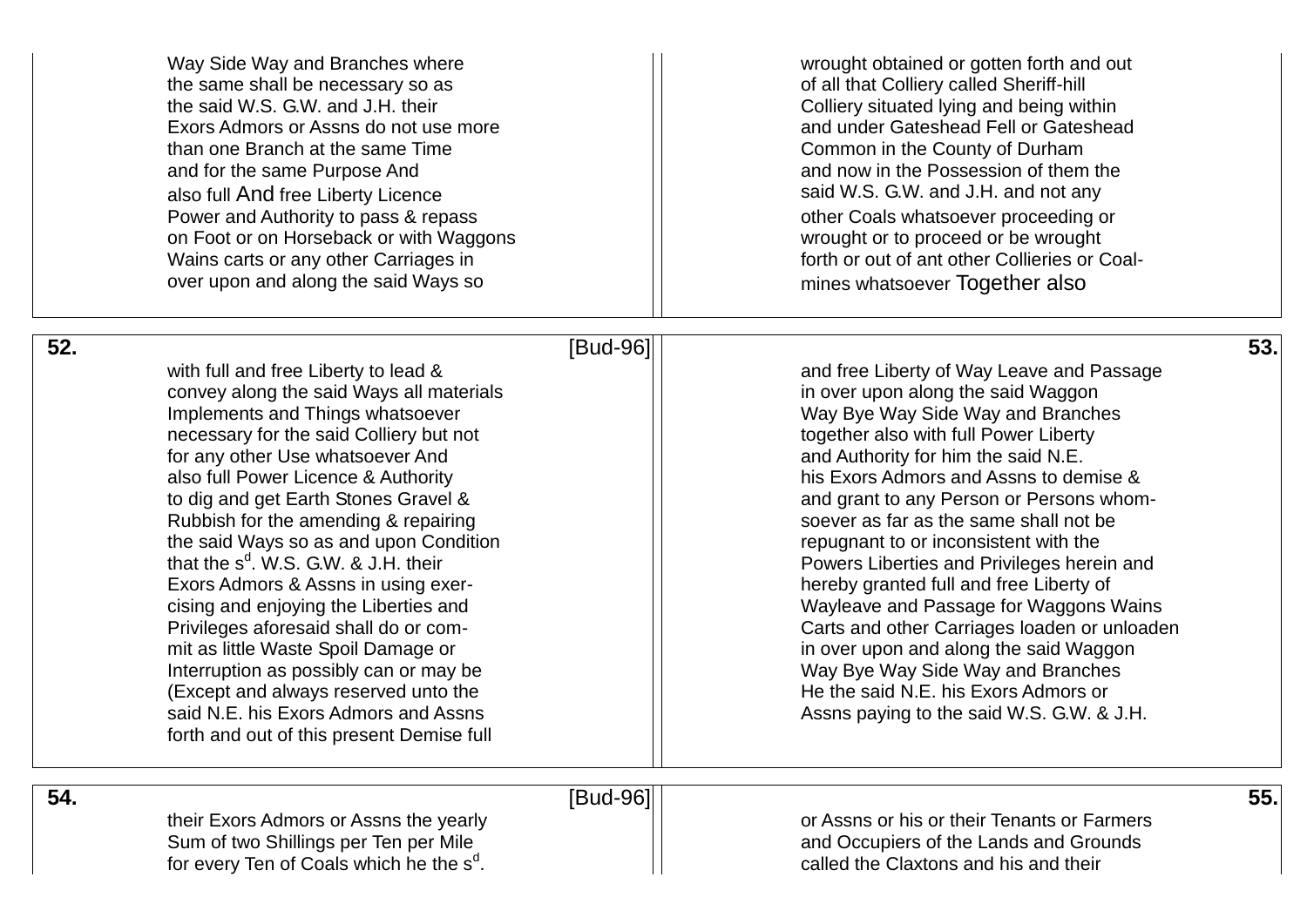Way Side Way and Branches where
the same shall be necessary so as
the said W.S. G.W. and J.H. their
Exors Admors or Assns do not use more
than one Branch at the same Time
and for the same Purpose And
also full And free Liberty Licence
Power and Authority to pass & repass
on Foot or on Horseback or with Waggons
Wains carts or any other Carriages in
over upon and along the said Ways so

wrought obtained or gotten forth and out
of all that Colliery called Sheriff-hill
Colliery situated lying and being within
and under Gateshead Fell or Gateshead
Common in the County of Durham
and now in the Possession of them the
said W.S. G.W. and J.H. and not any
other Coals whatsoever proceeding or
wrought or to proceed or be wrought
forth or out of ant other Collieries or Coal-
mines whatsoever Together also

**52.** [Bud-96]

with full and free Liberty to lead &
convey along the said Ways all materials
Implements and Things whatsoever
necessary for the said Colliery but not
for any other Use whatsoever And
also full Power Licence & Authority
to dig and get Earth Stones Gravel &
Rubbish for the amending & repairing
the said Ways so as and upon Condition
that the s[d]. W.S. G.W. & J.H. their
Exors Admors & Assns in using exer-
cising and enjoying the Liberties and
Privileges aforesaid shall do or com-
mit as little Waste Spoil Damage or
Interruption as possibly can or may be
(Except and always reserved unto the
said N.E. his Exors Admors and Assns
forth and out of this present Demise full

**53.**

and free Liberty of Way Leave and Passage
in over upon along the said Waggon
Way Bye Way Side Way and Branches
together also with full Power Liberty
and Authority for him the said N.E.
his Exors Admors and Assns to demise &
and grant to any Person or Persons whom-
soever as far as the same shall not be
repugnant to or inconsistent with the
Powers Liberties and Privileges herein and
hereby granted full and free Liberty of
Wayleave and Passage for Waggons Wains
Carts and other Carriages loaden or unloaden
in over upon and along the said Waggon
Way Bye Way Side Way and Branches
He the said N.E. his Exors Admors or
Assns paying to the said W.S. G.W. & J.H.

**54.** [Bud-96]

their Exors Admors or Assns the yearly
Sum of two Shillings per Ten per Mile
for every Ten of Coals which he the s[d].

**55.**

or Assns or his or their Tenants or Farmers
and Occupiers of the Lands and Grounds
called the Claxtons and his and their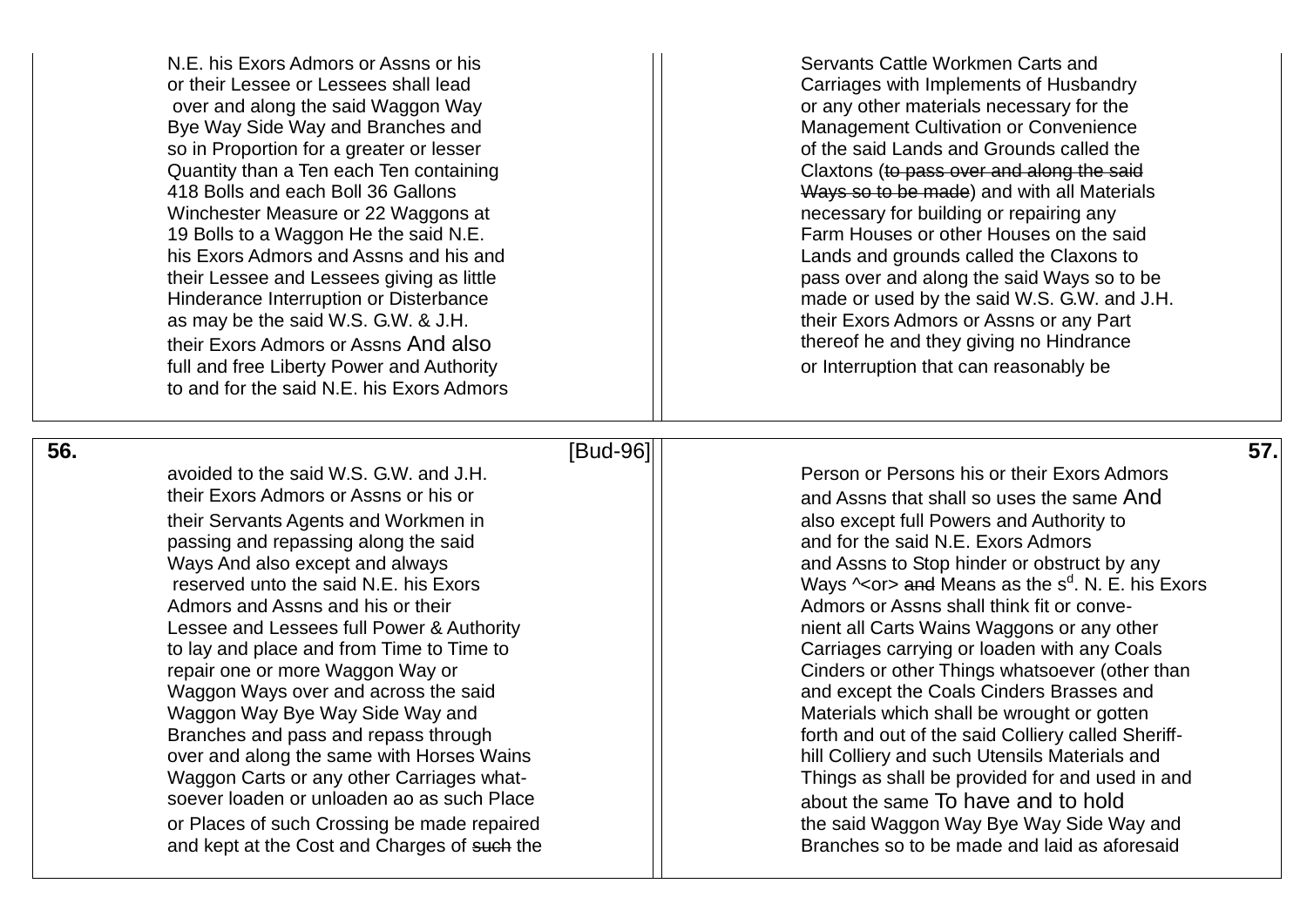N.E. his Exors Admors or Assns or his
or their Lessee or Lessees shall lead
over and along the said Waggon Way
Bye Way Side Way and Branches and
so in Proportion for a greater or lesser
Quantity than a Ten each Ten containing
418 Bolls and each Boll 36 Gallons
Winchester Measure or 22 Waggons at
19 Bolls to a Waggon He the said N.E.
his Exors Admors and Assns and his and
their Lessee and Lessees giving as little
Hinderance Interruption or Disterbance
as may be the said W.S. G.W. & J.H.
their Exors Admors or Assns And also
full and free Liberty Power and Authority
to and for the said N.E. his Exors Admors

Servants Cattle Workmen Carts and
Carriages with Implements of Husbandry
or any other materials necessary for the
Management Cultivation or Convenience
of the said Lands and Grounds called the
Claxtons (~~to pass over and along the said~~
~~Ways so to be made~~) and with all Materials
necessary for building or repairing any
Farm Houses or other Houses on the said
Lands and grounds called the Claxons to
pass over and along the said Ways so to be
made or used by the said W.S. G.W. and J.H.
their Exors Admors or Assns or any Part
thereof he and they giving no Hindrance
or Interruption that can reasonably be

[Bud-96]

avoided to the said W.S. G.W. and J.H.
their Exors Admors or Assns or his or
their Servants Agents and Workmen in
passing and repassing along the said
Ways And also except and always
reserved unto the said N.E. his Exors
Admors and Assns and his or their
Lessee and Lessees full Power & Authority
to lay and place and from Time to Time to
repair one or more Waggon Way or
Waggon Ways over and across the said
Waggon Way Bye Way Side Way and
Branches and pass and repass through
over and along the same with Horses Wains
Waggon Carts or any other Carriages what-
soever loaden or unloaden ao as such Place
or Places of such Crossing be made repaired
and kept at the Cost and Charges of ~~such~~ the

Person or Persons his or their Exors Admors
and Assns that shall so uses the same And
also except full Powers and Authority to
and for the said N.E. Exors Admors
and Assns to Stop hinder or obstruct by any
Ways ^<or> ~~and~~ Means as the s^d. N. E. his Exors
Admors or Assns shall think fit or conve-
nient all Carts Wains Waggons or any other
Carriages carrying or loaden with any Coals
Cinders or other Things whatsoever (other than
and except the Coals Cinders Brasses and
Materials which shall be wrought or gotten
forth and out of the said Colliery called Sheriff-
hill Colliery and such Utensils Materials and
Things as shall be provided for and used in and
about the same To have and to hold
the said Waggon Way Bye Way Side Way and
Branches so to be made and laid as aforesaid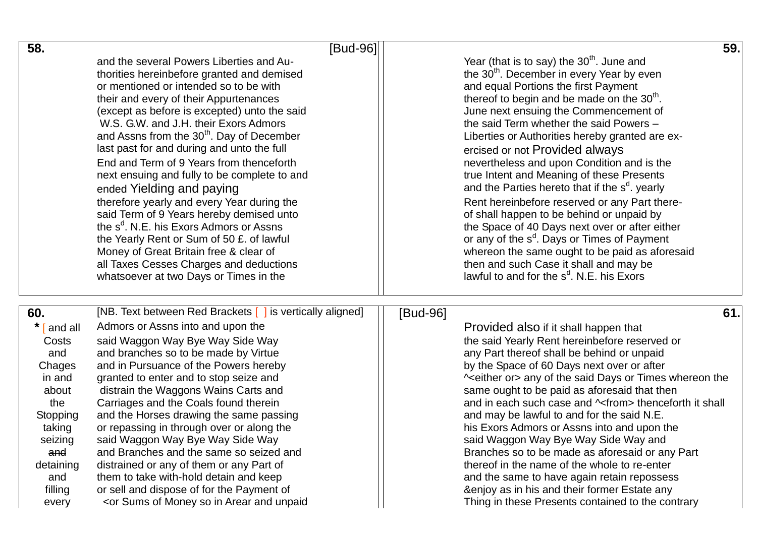**58.** [Bud-96]

and the several Powers Liberties and Au-
thorities hereinbefore granted and demised
or mentioned or intended so to be with
their and every of their Appurtenances
(except as before is excepted) unto the said
W.S. G.W. and J.H. their Exors Admors
and Assns from the 30th. Day of December
last past for and during and unto the full
End and Term of 9 Years from thenceforth
next ensuing and fully to be complete to and
ended Yielding and paying
therefore yearly and every Year during the
said Term of 9 Years hereby demised unto
the sd. N.E. his Exors Admors or Assns
the Yearly Rent or Sum of 50 £. of lawful
Money of Great Britain free & clear of
all Taxes Cesses Charges and deductions
whatsoever at two Days or Times in the

**59.**

Year (that is to say) the 30th. June and
the 30th. December in every Year by even
and equal Portions the first Payment
thereof to begin and be made on the 30th.
June next ensuing the Commencement of
the said Term whether the said Powers –
Liberties or Authorities hereby granted are ex-
ercised or not Provided always
nevertheless and upon Condition and is the
true Intent and Meaning of these Presents
and the Parties hereto that if the sd. yearly
Rent hereinbefore reserved or any Part there-
of shall happen to be behind or unpaid by
the Space of 40 Days next over or after either
or any of the sd. Days or Times of Payment
whereon the same ought to be paid as aforesaid
then and such Case it shall and may be
lawful to and for the sd. N.E. his Exors

**60.** [NB. Text between Red Brackets [ ] is vertically aligned]

* [ and all Costs and Chages in and about the Stopping taking seizing ~~and~~ detaining and filling every

Admors or Assns into and upon the
said Waggon Way Bye Way Side Way
and branches so to be made by Virtue
and in Pursuance of the Powers hereby
granted to enter and to stop seize and
distrain the Waggons Wains Carts and
Carriages and the Coals found therein
and the Horses drawing the same passing
or repassing in through over or along the
said Waggon Way Bye Way Side Way
and Branches and the same so seized and
distrained or any of them or any Part of
them to take with-hold detain and keep
or sell and dispose of for the Payment of
<or Sums of Money so in Arear and unpaid

[Bud-96] **61.**

Provided also if it shall happen that
the said Yearly Rent hereinbefore reserved or
any Part thereof shall be behind or unpaid
by the Space of 60 Days next over or after
^<either or> any of the said Days or Times whereon the
same ought to be paid as aforesaid that then
and in each such case and ^<from> thenceforth it shall
and may be lawful to and for the said N.E.
his Exors Admors or Assns into and upon the
said Waggon Way Bye Way Side Way and
Branches so to be made as aforesaid or any Part
thereof in the name of the whole to re-enter
and the same to have again retain repossess
&enjoy as in his and their former Estate any
Thing in these Presents contained to the contrary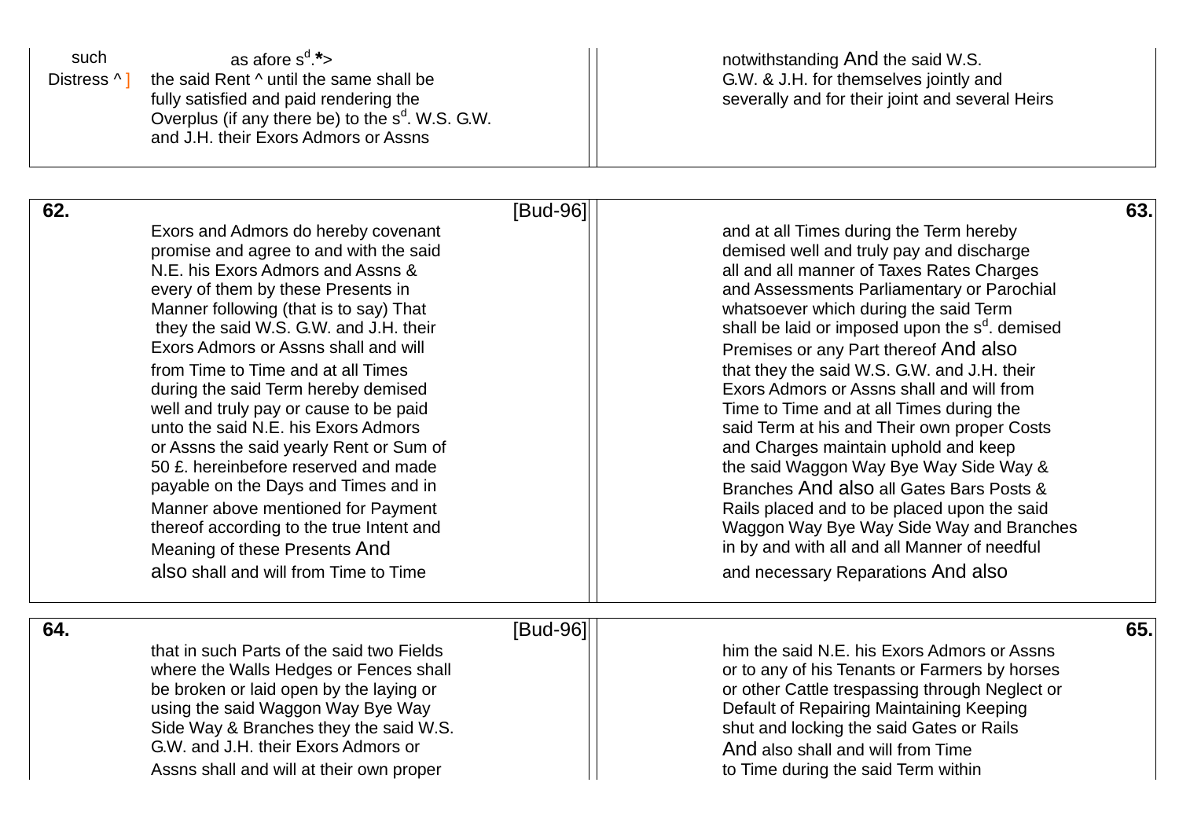such Distress ^ ] as afore s[d].*> the said Rent ^ until the same shall be fully satisfied and paid rendering the Overplus (if any there be) to the s[d]. W.S. G.W. and J.H. their Exors Admors or Assns

notwithstanding And the said W.S. G.W. & J.H. for themselves jointly and severally and for their joint and several Heirs

**62.** [Bud-96]

Exors and Admors do hereby covenant promise and agree to and with the said N.E. his Exors Admors and Assns & every of them by these Presents in Manner following (that is to say) That they the said W.S. G.W. and J.H. their Exors Admors or Assns shall and will from Time to Time and at all Times during the said Term hereby demised well and truly pay or cause to be paid unto the said N.E. his Exors Admors or Assns the said yearly Rent or Sum of 50 £. hereinbefore reserved and made payable on the Days and Times and in Manner above mentioned for Payment thereof according to the true Intent and Meaning of these Presents And also shall and will from Time to Time

**63.**

and at all Times during the Term hereby demised well and truly pay and discharge all and all manner of Taxes Rates Charges and Assessments Parliamentary or Parochial whatsoever which during the said Term shall be laid or imposed upon the s[d]. demised Premises or any Part thereof And also that they the said W.S. G.W. and J.H. their Exors Admors or Assns shall and will from Time to Time and at all Times during the said Term at his and Their own proper Costs and Charges maintain uphold and keep the said Waggon Way Bye Way Side Way & Branches And also all Gates Bars Posts & Rails placed and to be placed upon the said Waggon Way Bye Way Side Way and Branches in by and with all and all Manner of needful and necessary Reparations And also

**64.** [Bud-96]

that in such Parts of the said two Fields where the Walls Hedges or Fences shall be broken or laid open by the laying or using the said Waggon Way Bye Way Side Way & Branches they the said W.S. G.W. and J.H. their Exors Admors or Assns shall and will at their own proper

**65.**

him the said N.E. his Exors Admors or Assns or to any of his Tenants or Farmers by horses or other Cattle trespassing through Neglect or Default of Repairing Maintaining Keeping shut and locking the said Gates or Rails And also shall and will from Time to Time during the said Term within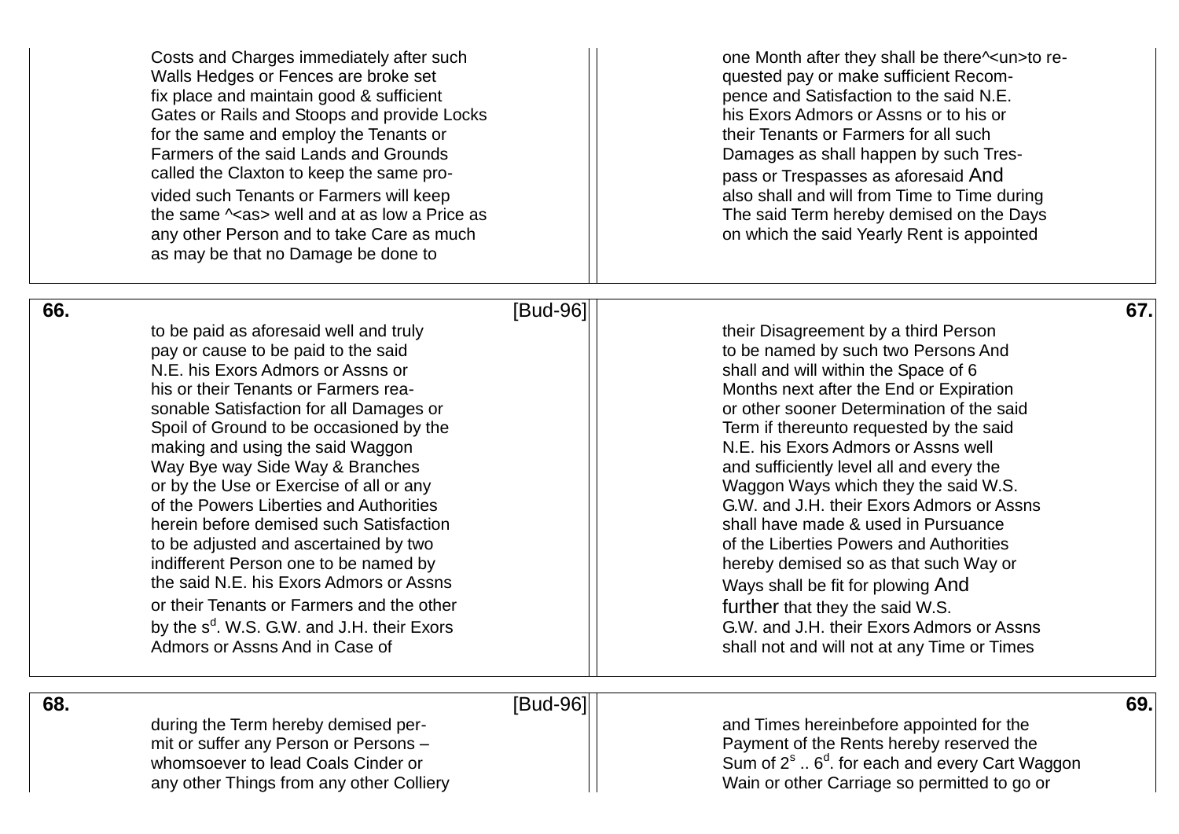Costs and Charges immediately after such
Walls Hedges or Fences are broke set
fix place and maintain good & sufficient
Gates or Rails and Stoops and provide Locks
for the same and employ the Tenants or
Farmers of the said Lands and Grounds
called the Claxton to keep the same pro-
vided such Tenants or Farmers will keep
the same ^<as> well and at as low a Price as
any other Person and to take Care as much
as may be that no Damage be done to

one Month after they shall be there^<un>to re-
quested pay or make sufficient Recom-
pence and Satisfaction to the said N.E.
his Exors Admors or Assns or to his or
their Tenants or Farmers for all such
Damages as shall happen by such Tres-
pass or Trespasses as aforesaid And
also shall and will from Time to Time during
The said Term hereby demised on the Days
on which the said Yearly Rent is appointed

**66.** [Bud-96]

to be paid as aforesaid well and truly
pay or cause to be paid to the said
N.E. his Exors Admors or Assns or
his or their Tenants or Farmers rea-
sonable Satisfaction for all Damages or
Spoil of Ground to be occasioned by the
making and using the said Waggon
Way Bye way Side Way & Branches
or by the Use or Exercise of all or any
of the Powers Liberties and Authorities
herein before demised such Satisfaction
to be adjusted and ascertained by two
indifferent Person one to be named by
the said N.E. his Exors Admors or Assns
or their Tenants or Farmers and the other
by the s[d]. W.S. G.W. and J.H. their Exors
Admors or Assns And in Case of

**67.**

their Disagreement by a third Person
to be named by such two Persons And
shall and will within the Space of 6
Months next after the End or Expiration
or other sooner Determination of the said
Term if thereunto requested by the said
N.E. his Exors Admors or Assns well
and sufficiently level all and every the
Waggon Ways which they the said W.S.
G.W. and J.H. their Exors Admors or Assns
shall have made & used in Pursuance
of the Liberties Powers and Authorities
hereby demised so as that such Way or
Ways shall be fit for plowing And
further that they the said W.S.
G.W. and J.H. their Exors Admors or Assns
shall not and will not at any Time or Times

**68.** [Bud-96]

during the Term hereby demised per-
mit or suffer any Person or Persons –
whomsoever to lead Coals Cinder or
any other Things from any other Colliery

**69.**

and Times hereinbefore appointed for the
Payment of the Rents hereby reserved the
Sum of 2[s] .. 6[d]. for each and every Cart Waggon
Wain or other Carriage so permitted to go or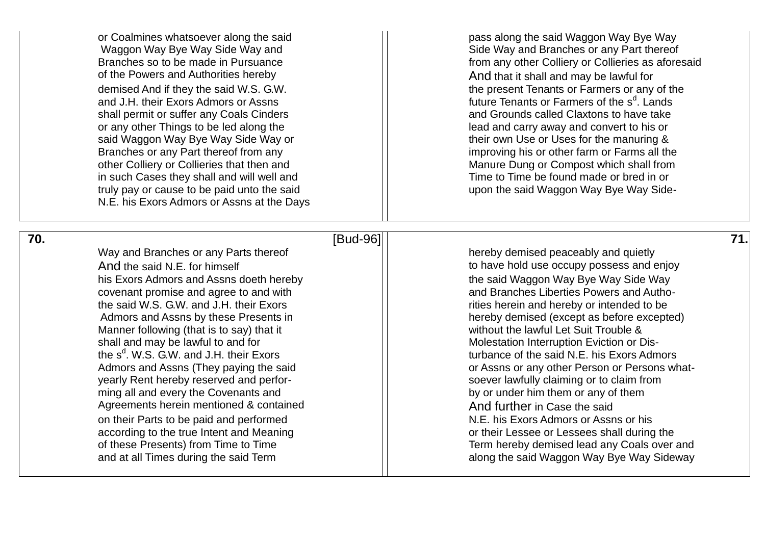or Coalmines whatsoever along the said
Waggon Way Bye Way Side Way and
Branches so to be made in Pursuance
of the Powers and Authorities hereby
demised And if they the said W.S. G.W.
and J.H. their Exors Admors or Assns
shall permit or suffer any Coals Cinders
or any other Things to be led along the
said Waggon Way Bye Way Side Way or
Branches or any Part thereof from any
other Colliery or Collieries that then and
in such Cases they shall and will well and
truly pay or cause to be paid unto the said
N.E. his Exors Admors or Assns at the Days

pass along the said Waggon Way Bye Way
Side Way and Branches or any Part thereof
from any other Colliery or Collieries as aforesaid
And that it shall and may be lawful for
the present Tenants or Farmers or any of the
future Tenants or Farmers of the s$^{d}$. Lands
and Grounds called Claxtons to have take
lead and carry away and convert to his or
their own Use or Uses for the manuring &
improving his or other farm or Farms all the
Manure Dung or Compost which shall from
Time to Time be found made or bred in or
upon the said Waggon Way Bye Way Side-

**70.** [Bud-96]

Way and Branches or any Parts thereof
And the said N.E. for himself
his Exors Admors and Assns doeth hereby
covenant promise and agree to and with
the said W.S. G.W. and J.H. their Exors
Admors and Assns by these Presents in
Manner following (that is to say) that it
shall and may be lawful to and for
the s$^{d}$. W.S. G.W. and J.H. their Exors
Admors and Assns (They paying the said
yearly Rent hereby reserved and perfor-
ming all and every the Covenants and
Agreements herein mentioned & contained
on their Parts to be paid and performed
according to the true Intent and Meaning
of these Presents) from Time to Time
and at all Times during the said Term

**71.**

hereby demised peaceably and quietly
to have hold use occupy possess and enjoy
the said Waggon Way Bye Way Side Way
and Branches Liberties Powers and Autho-
rities herein and hereby or intended to be
hereby demised (except as before excepted)
without the lawful Let Suit Trouble &
Molestation Interruption Eviction or Dis-
turbance of the said N.E. his Exors Admors
or Assns or any other Person or Persons what-
soever lawfully claiming or to claim from
by or under him them or any of them
And further in Case the said
N.E. his Exors Admors or Assns or his
or their Lessee or Lessees shall during the
Term hereby demised lead any Coals over and
along the said Waggon Way Bye Way Sideway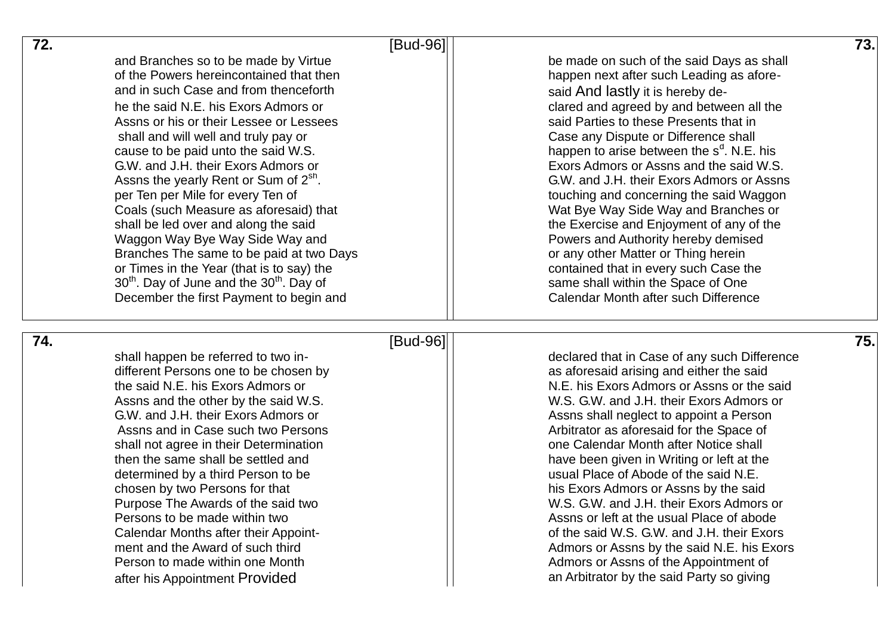**72.** [Bud-96]

and Branches so to be made by Virtue
of the Powers hereincontained that then
and in such Case and from thenceforth
he the said N.E. his Exors Admors or
Assns or his or their Lessee or Lessees
shall and will well and truly pay or
cause to be paid unto the said W.S.
G.W. and J.H. their Exors Admors or
Assns the yearly Rent or Sum of 2^sh^.
per Ten per Mile for every Ten of
Coals (such Measure as aforesaid) that
shall be led over and along the said
Waggon Way Bye Way Side Way and
Branches The same to be paid at two Days
or Times in the Year (that is to say) the
30^th^. Day of June and the 30^th^. Day of
December the first Payment to begin and

**73.**

be made on such of the said Days as shall
happen next after such Leading as afore-
said And lastly it is hereby de-
clared and agreed by and between all the
said Parties to these Presents that in
Case any Dispute or Difference shall
happen to arise between the s^d^. N.E. his
Exors Admors or Assns and the said W.S.
G.W. and J.H. their Exors Admors or Assns
touching and concerning the said Waggon
Wat Bye Way Side Way and Branches or
the Exercise and Enjoyment of any of the
Powers and Authority hereby demised
or any other Matter or Thing herein
contained that in every such Case the
same shall within the Space of One
Calendar Month after such Difference

**74.** [Bud-96]

shall happen be referred to two in-
different Persons one to be chosen by
the said N.E. his Exors Admors or
Assns and the other by the said W.S.
G.W. and J.H. their Exors Admors or
Assns and in Case such two Persons
shall not agree in their Determination
then the same shall be settled and
determined by a third Person to be
chosen by two Persons for that
Purpose The Awards of the said two
Persons to be made within two
Calendar Months after their Appoint-
ment and the Award of such third
Person to made within one Month
after his Appointment Provided

**75.**

declared that in Case of any such Difference
as aforesaid arising and either the said
N.E. his Exors Admors or Assns or the said
W.S. G.W. and J.H. their Exors Admors or
Assns shall neglect to appoint a Person
Arbitrator as aforesaid for the Space of
one Calendar Month after Notice shall
have been given in Writing or left at the
usual Place of Abode of the said N.E.
his Exors Admors or Assns by the said
W.S. G.W. and J.H. their Exors Admors or
Assns or left at the usual Place of abode
of the said W.S. G.W. and J.H. their Exors
Admors or Assns by the said N.E. his Exors
Admors or Assns of the Appointment of
an Arbitrator by the said Party so giving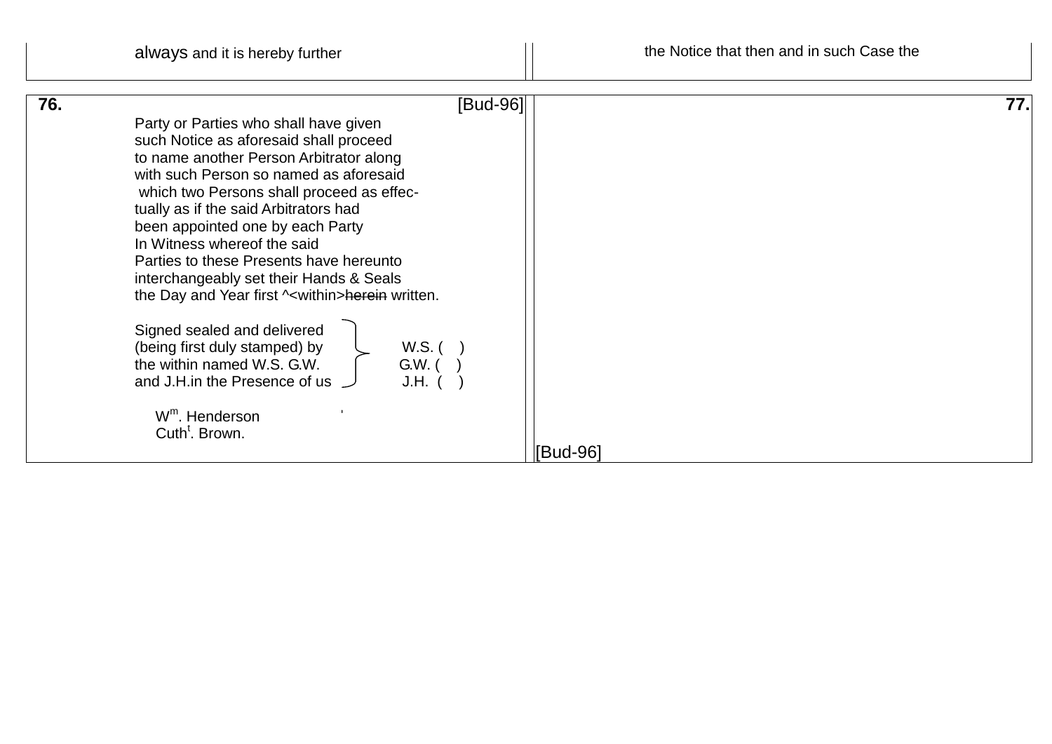always and it is hereby further

the Notice that then and in such Case the

**76.** [Bud-96]

Party or Parties who shall have given
such Notice as aforesaid shall proceed
to name another Person Arbitrator along
with such Person so named as aforesaid
which two Persons shall proceed as effec-
tually as if the said Arbitrators had
been appointed one by each Party
In Witness whereof the said
Parties to these Presents have hereunto
interchangeably set their Hands & Seals
the Day and Year first ^<within>~~herein~~ written.

Signed sealed and delivered
(being first duly stamped) by
the within named W.S. G.W.
and J.H.in the Presence of us

W.S. (  )
G.W. (  )
J.H. (  )

W[m]. Henderson
Cuth[t]. Brown.

**77.**

[Bud-96]